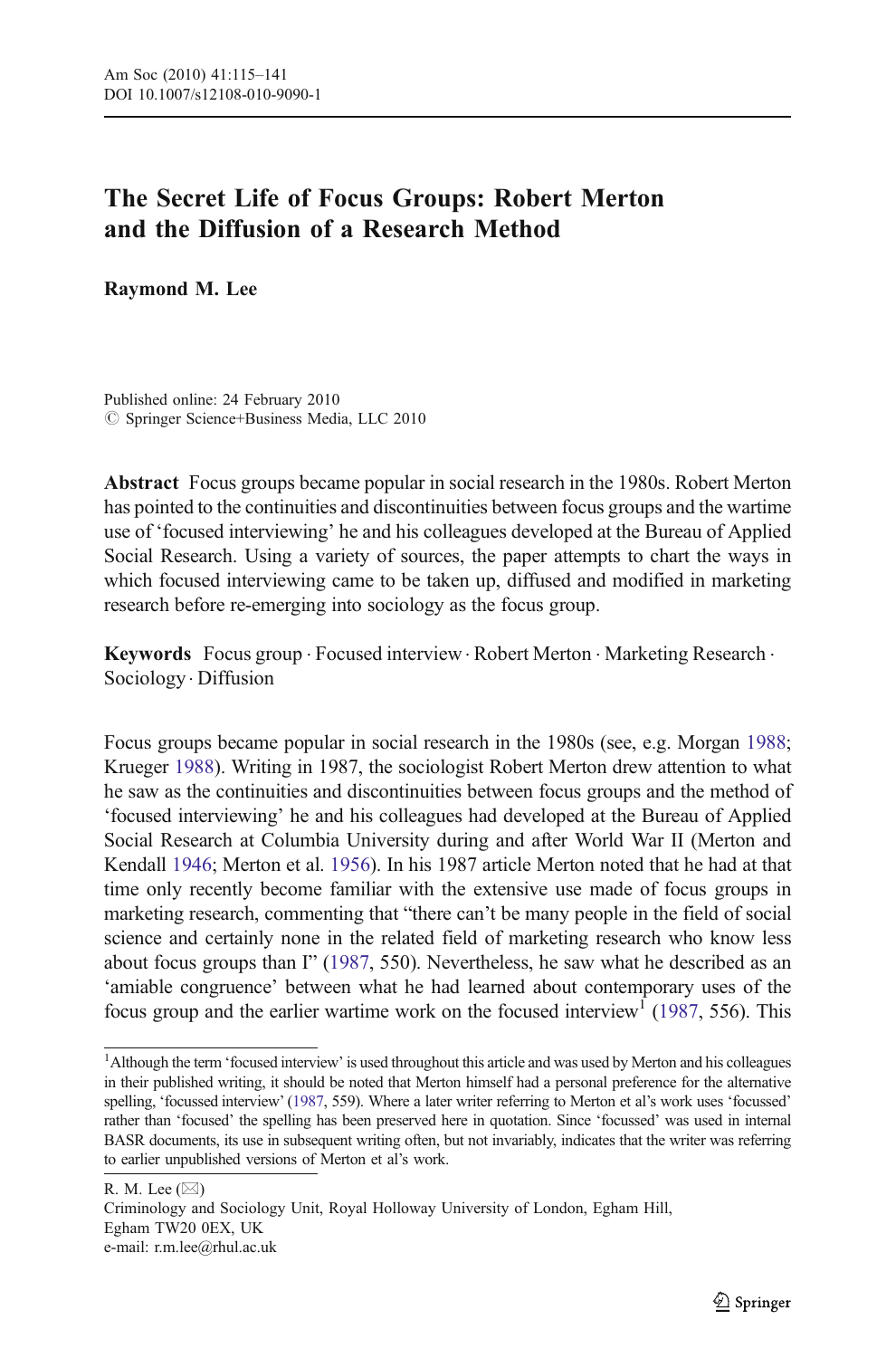# The Secret Life of Focus Groups: Robert Merton and the Diffusion of a Research Method

**Raymond M. Lee**

Published online: 24 February 2010
© Springer Science+Business Media, LLC 2010

**Abstract** Focus groups became popular in social research in the 1980s. Robert Merton has pointed to the continuities and discontinuities between focus groups and the wartime use of 'focused interviewing' he and his colleagues developed at the Bureau of Applied Social Research. Using a variety of sources, the paper attempts to chart the ways in which focused interviewing came to be taken up, diffused and modified in marketing research before re-emerging into sociology as the focus group.

**Keywords** Focus group · Focused interview · Robert Merton · Marketing Research · Sociology · Diffusion

Focus groups became popular in social research in the 1980s (see, e.g. Morgan 1988; Krueger 1988). Writing in 1987, the sociologist Robert Merton drew attention to what he saw as the continuities and discontinuities between focus groups and the method of 'focused interviewing' he and his colleagues had developed at the Bureau of Applied Social Research at Columbia University during and after World War II (Merton and Kendall 1946; Merton et al. 1956). In his 1987 article Merton noted that he had at that time only recently become familiar with the extensive use made of focus groups in marketing research, commenting that "there can't be many people in the field of social science and certainly none in the related field of marketing research who know less about focus groups than I" (1987, 550). Nevertheless, he saw what he described as an 'amiable congruence' between what he had learned about contemporary uses of the focus group and the earlier wartime work on the focused interview[1] (1987, 556). This

[1] Although the term 'focused interview' is used throughout this article and was used by Merton and his colleagues in their published writing, it should be noted that Merton himself had a personal preference for the alternative spelling, 'focussed interview' (1987, 559). Where a later writer referring to Merton et al's work uses 'focussed' rather than 'focused' the spelling has been preserved here in quotation. Since 'focussed' was used in internal BASR documents, its use in subsequent writing often, but not invariably, indicates that the writer was referring to earlier unpublished versions of Merton et al's work.

R. M. Lee (✉)
Criminology and Sociology Unit, Royal Holloway University of London, Egham Hill, Egham TW20 0EX, UK
e-mail: r.m.lee@rhul.ac.uk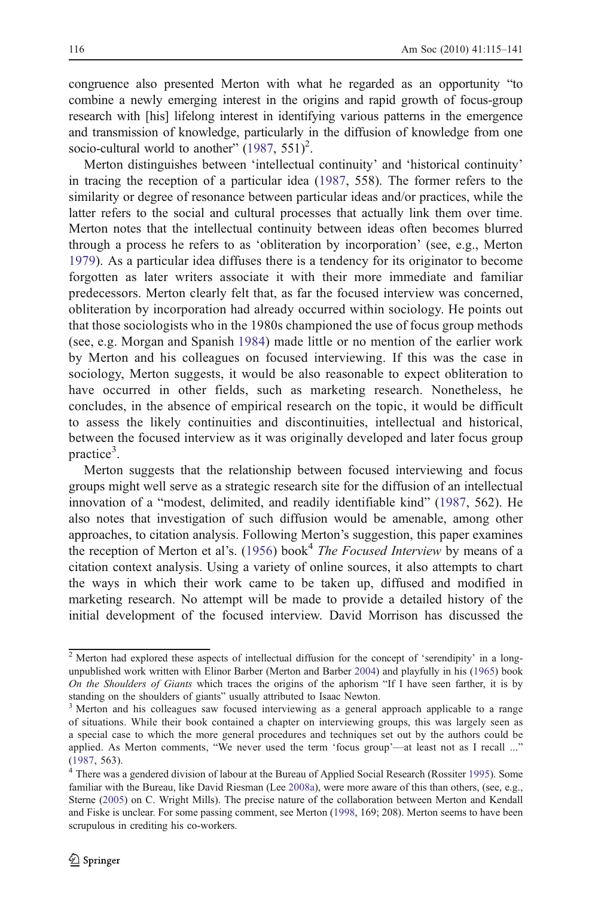congruence also presented Merton with what he regarded as an opportunity "to combine a newly emerging interest in the origins and rapid growth of focus-group research with [his] lifelong interest in identifying various patterns in the emergence and transmission of knowledge, particularly in the diffusion of knowledge from one socio-cultural world to another" (1987, 551)[2].

Merton distinguishes between 'intellectual continuity' and 'historical continuity' in tracing the reception of a particular idea (1987, 558). The former refers to the similarity or degree of resonance between particular ideas and/or practices, while the latter refers to the social and cultural processes that actually link them over time. Merton notes that the intellectual continuity between ideas often becomes blurred through a process he refers to as 'obliteration by incorporation' (see, e.g., Merton 1979). As a particular idea diffuses there is a tendency for its originator to become forgotten as later writers associate it with their more immediate and familiar predecessors. Merton clearly felt that, as far the focused interview was concerned, obliteration by incorporation had already occurred within sociology. He points out that those sociologists who in the 1980s championed the use of focus group methods (see, e.g. Morgan and Spanish 1984) made little or no mention of the earlier work by Merton and his colleagues on focused interviewing. If this was the case in sociology, Merton suggests, it would be also reasonable to expect obliteration to have occurred in other fields, such as marketing research. Nonetheless, he concludes, in the absence of empirical research on the topic, it would be difficult to assess the likely continuities and discontinuities, intellectual and historical, between the focused interview as it was originally developed and later focus group practice[3].

Merton suggests that the relationship between focused interviewing and focus groups might well serve as a strategic research site for the diffusion of an intellectual innovation of a "modest, delimited, and readily identifiable kind" (1987, 562). He also notes that investigation of such diffusion would be amenable, among other approaches, to citation analysis. Following Merton's suggestion, this paper examines the reception of Merton et al's. (1956) book[4] *The Focused Interview* by means of a citation context analysis. Using a variety of online sources, it also attempts to chart the ways in which their work came to be taken up, diffused and modified in marketing research. No attempt will be made to provide a detailed history of the initial development of the focused interview. David Morrison has discussed the

---

[2] Merton had explored these aspects of intellectual diffusion for the concept of 'serendipity' in a long-unpublished work written with Elinor Barber (Merton and Barber 2004) and playfully in his (1965) book *On the Shoulders of Giants* which traces the origins of the aphorism "If I have seen farther, it is by standing on the shoulders of giants" usually attributed to Isaac Newton.

[3] Merton and his colleagues saw focused interviewing as a general approach applicable to a range of situations. While their book contained a chapter on interviewing groups, this was largely seen as a special case to which the more general procedures and techniques set out by the authors could be applied. As Merton comments, "We never used the term 'focus group'—at least not as I recall ..." (1987, 563).

[4] There was a gendered division of labour at the Bureau of Applied Social Research (Rossiter 1995). Some familiar with the Bureau, like David Riesman (Lee 2008a), were more aware of this than others, (see, e.g., Sterne (2005) on C. Wright Mills). The precise nature of the collaboration between Merton and Kendall and Fiske is unclear. For some passing comment, see Merton (1998, 169; 208). Merton seems to have been scrupulous in crediting his co-workers.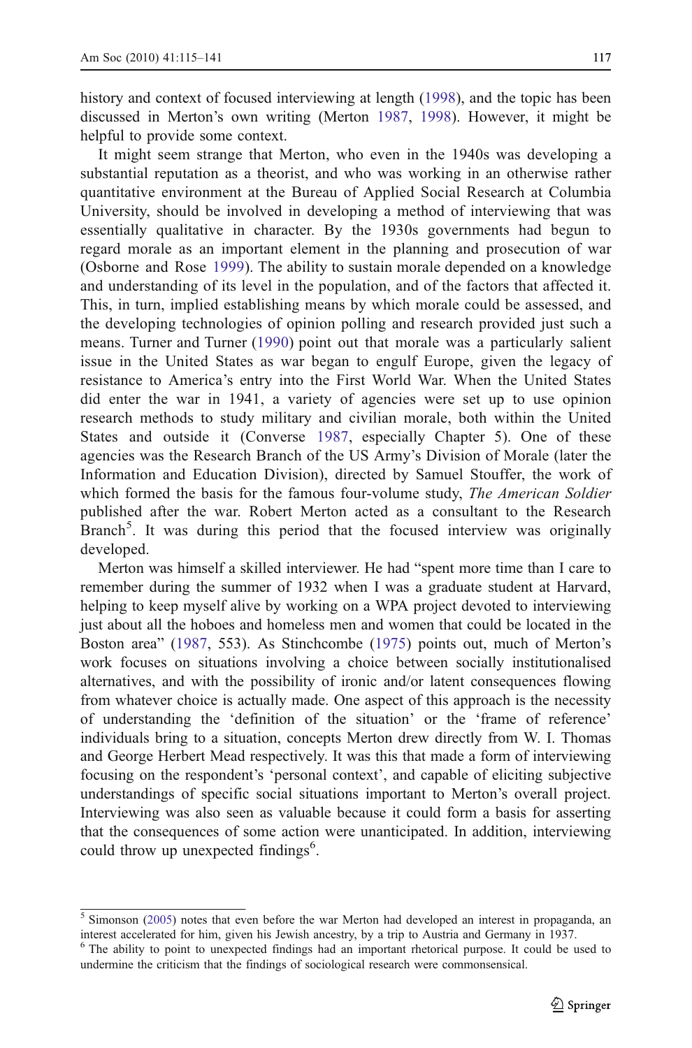history and context of focused interviewing at length (1998), and the topic has been discussed in Merton's own writing (Merton 1987, 1998). However, it might be helpful to provide some context.

It might seem strange that Merton, who even in the 1940s was developing a substantial reputation as a theorist, and who was working in an otherwise rather quantitative environment at the Bureau of Applied Social Research at Columbia University, should be involved in developing a method of interviewing that was essentially qualitative in character. By the 1930s governments had begun to regard morale as an important element in the planning and prosecution of war (Osborne and Rose 1999). The ability to sustain morale depended on a knowledge and understanding of its level in the population, and of the factors that affected it. This, in turn, implied establishing means by which morale could be assessed, and the developing technologies of opinion polling and research provided just such a means. Turner and Turner (1990) point out that morale was a particularly salient issue in the United States as war began to engulf Europe, given the legacy of resistance to America's entry into the First World War. When the United States did enter the war in 1941, a variety of agencies were set up to use opinion research methods to study military and civilian morale, both within the United States and outside it (Converse 1987, especially Chapter 5). One of these agencies was the Research Branch of the US Army's Division of Morale (later the Information and Education Division), directed by Samuel Stouffer, the work of which formed the basis for the famous four-volume study, *The American Soldier* published after the war. Robert Merton acted as a consultant to the Research Branch[5]. It was during this period that the focused interview was originally developed.

Merton was himself a skilled interviewer. He had "spent more time than I care to remember during the summer of 1932 when I was a graduate student at Harvard, helping to keep myself alive by working on a WPA project devoted to interviewing just about all the hoboes and homeless men and women that could be located in the Boston area" (1987, 553). As Stinchcombe (1975) points out, much of Merton's work focuses on situations involving a choice between socially institutionalised alternatives, and with the possibility of ironic and/or latent consequences flowing from whatever choice is actually made. One aspect of this approach is the necessity of understanding the 'definition of the situation' or the 'frame of reference' individuals bring to a situation, concepts Merton drew directly from W. I. Thomas and George Herbert Mead respectively. It was this that made a form of interviewing focusing on the respondent's 'personal context', and capable of eliciting subjective understandings of specific social situations important to Merton's overall project. Interviewing was also seen as valuable because it could form a basis for asserting that the consequences of some action were unanticipated. In addition, interviewing could throw up unexpected findings[6].

---

[5] Simonson (2005) notes that even before the war Merton had developed an interest in propaganda, an interest accelerated for him, given his Jewish ancestry, by a trip to Austria and Germany in 1937.

[6] The ability to point to unexpected findings had an important rhetorical purpose. It could be used to undermine the criticism that the findings of sociological research were commonsensical.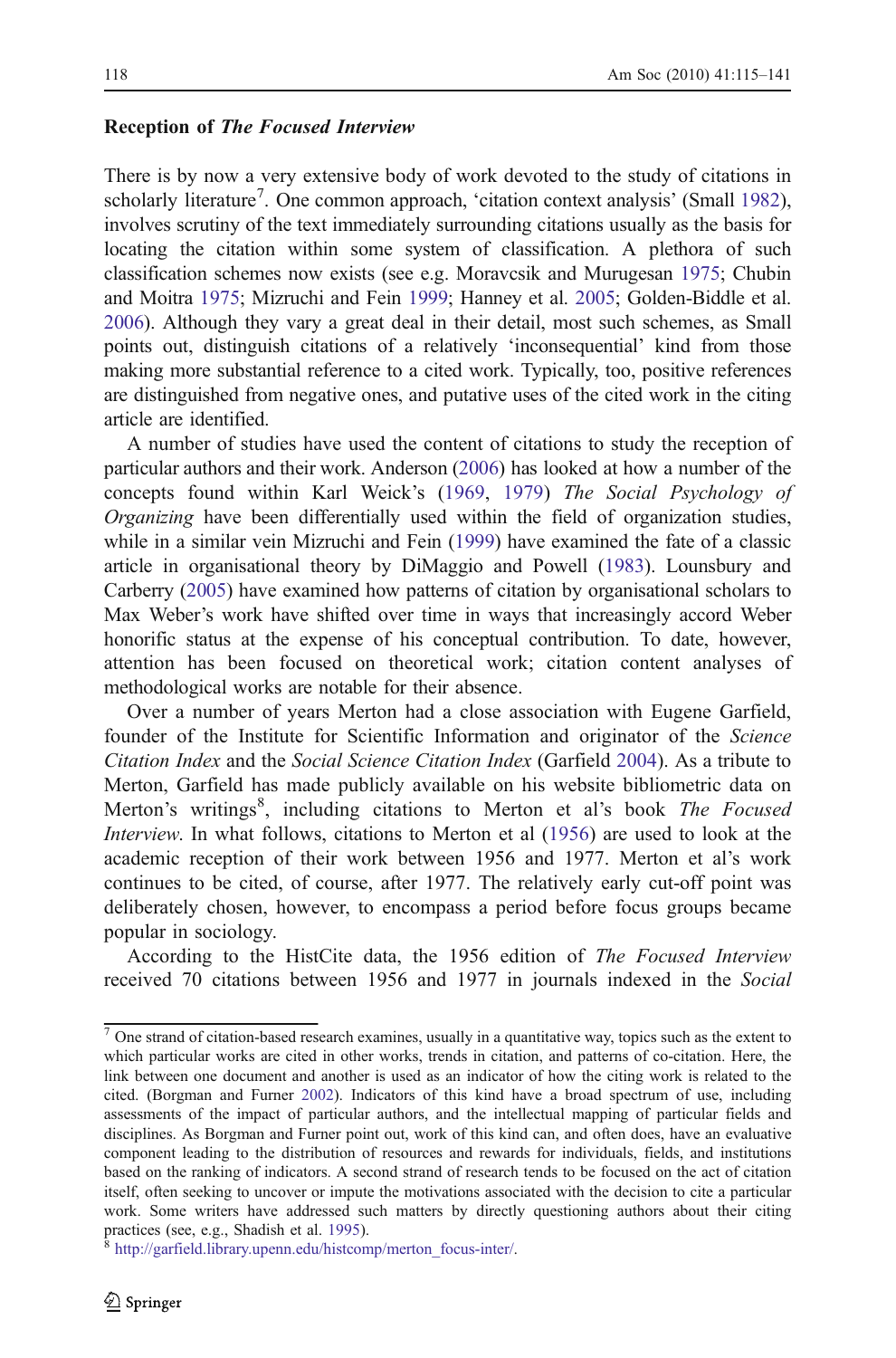### Reception of *The Focused Interview*

There is by now a very extensive body of work devoted to the study of citations in scholarly literature[7]. One common approach, 'citation context analysis' (Small 1982), involves scrutiny of the text immediately surrounding citations usually as the basis for locating the citation within some system of classification. A plethora of such classification schemes now exists (see e.g. Moravcsik and Murugesan 1975; Chubin and Moitra 1975; Mizruchi and Fein 1999; Hanney et al. 2005; Golden-Biddle et al. 2006). Although they vary a great deal in their detail, most such schemes, as Small points out, distinguish citations of a relatively 'inconsequential' kind from those making more substantial reference to a cited work. Typically, too, positive references are distinguished from negative ones, and putative uses of the cited work in the citing article are identified.

A number of studies have used the content of citations to study the reception of particular authors and their work. Anderson (2006) has looked at how a number of the concepts found within Karl Weick's (1969, 1979) *The Social Psychology of Organizing* have been differentially used within the field of organization studies, while in a similar vein Mizruchi and Fein (1999) have examined the fate of a classic article in organisational theory by DiMaggio and Powell (1983). Lounsbury and Carberry (2005) have examined how patterns of citation by organisational scholars to Max Weber's work have shifted over time in ways that increasingly accord Weber honorific status at the expense of his conceptual contribution. To date, however, attention has been focused on theoretical work; citation content analyses of methodological works are notable for their absence.

Over a number of years Merton had a close association with Eugene Garfield, founder of the Institute for Scientific Information and originator of the *Science Citation Index* and the *Social Science Citation Index* (Garfield 2004). As a tribute to Merton, Garfield has made publicly available on his website bibliometric data on Merton's writings[8], including citations to Merton et al's book *The Focused Interview*. In what follows, citations to Merton et al (1956) are used to look at the academic reception of their work between 1956 and 1977. Merton et al's work continues to be cited, of course, after 1977. The relatively early cut-off point was deliberately chosen, however, to encompass a period before focus groups became popular in sociology.

According to the HistCite data, the 1956 edition of *The Focused Interview* received 70 citations between 1956 and 1977 in journals indexed in the *Social*

---

[7] One strand of citation-based research examines, usually in a quantitative way, topics such as the extent to which particular works are cited in other works, trends in citation, and patterns of co-citation. Here, the link between one document and another is used as an indicator of how the citing work is related to the cited. (Borgman and Furner 2002). Indicators of this kind have a broad spectrum of use, including assessments of the impact of particular authors, and the intellectual mapping of particular fields and disciplines. As Borgman and Furner point out, work of this kind can, and often does, have an evaluative component leading to the distribution of resources and rewards for individuals, fields, and institutions based on the ranking of indicators. A second strand of research tends to be focused on the act of citation itself, often seeking to uncover or impute the motivations associated with the decision to cite a particular work. Some writers have addressed such matters by directly questioning authors about their citing practices (see, e.g., Shadish et al. 1995).

[8] http://garfield.library.upenn.edu/histcomp/merton_focus-inter/.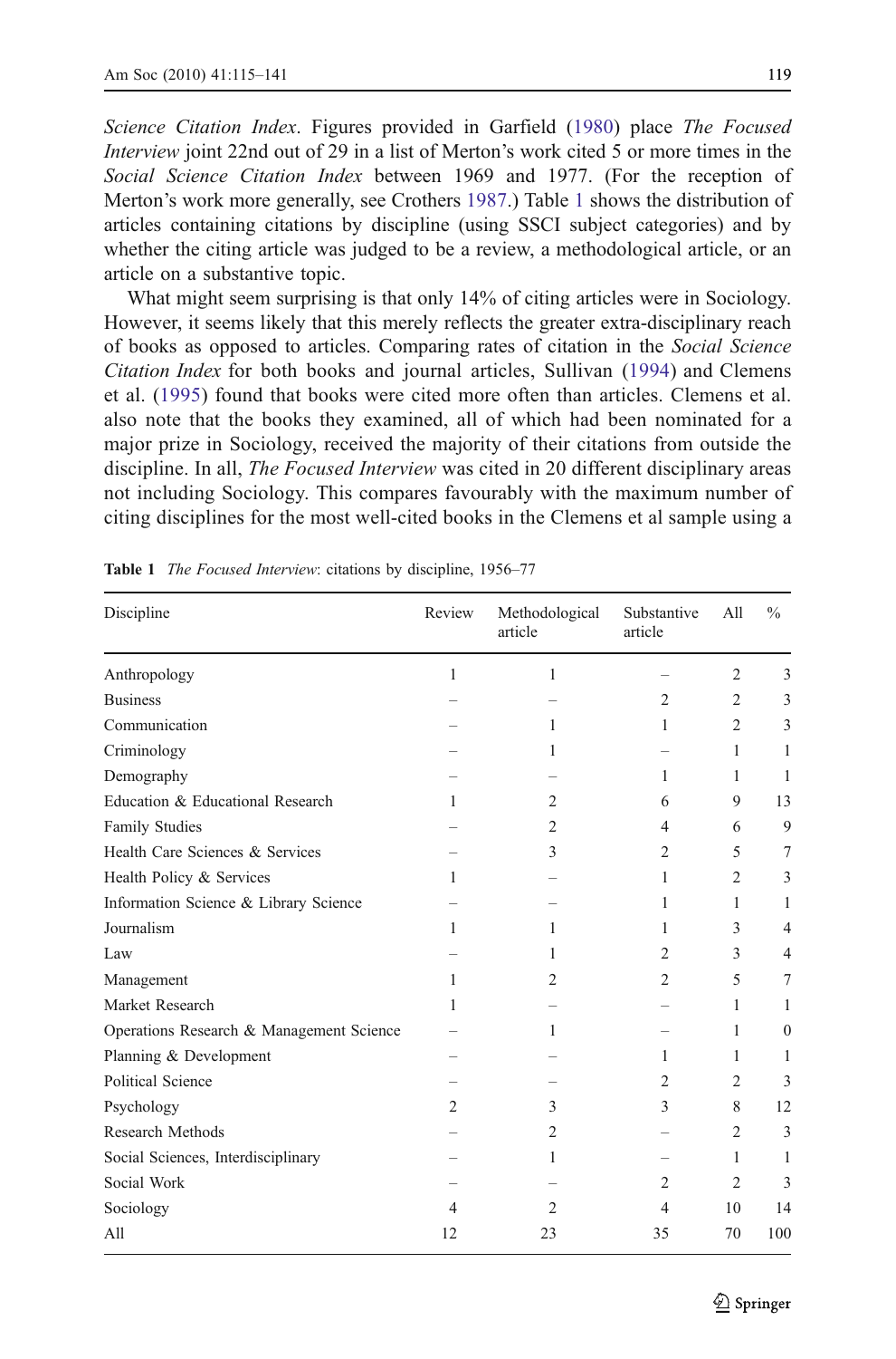*Science Citation Index*. Figures provided in Garfield (1980) place *The Focused Interview* joint 22nd out of 29 in a list of Merton's work cited 5 or more times in the *Social Science Citation Index* between 1969 and 1977. (For the reception of Merton's work more generally, see Crothers 1987.) Table 1 shows the distribution of articles containing citations by discipline (using SSCI subject categories) and by whether the citing article was judged to be a review, a methodological article, or an article on a substantive topic.

What might seem surprising is that only 14% of citing articles were in Sociology. However, it seems likely that this merely reflects the greater extra-disciplinary reach of books as opposed to articles. Comparing rates of citation in the *Social Science Citation Index* for both books and journal articles, Sullivan (1994) and Clemens et al. (1995) found that books were cited more often than articles. Clemens et al. also note that the books they examined, all of which had been nominated for a major prize in Sociology, received the majority of their citations from outside the discipline. In all, *The Focused Interview* was cited in 20 different disciplinary areas not including Sociology. This compares favourably with the maximum number of citing disciplines for the most well-cited books in the Clemens et al sample using a

**Table 1** *The Focused Interview*: citations by discipline, 1956–77

| Discipline | Review | Methodological article | Substantive article | All | % |
|---|---|---|---|---|---|
| Anthropology | 1 | 1 | – | 2 | 3 |
| Business | – | – | 2 | 2 | 3 |
| Communication | – | 1 | 1 | 2 | 3 |
| Criminology | – | 1 | – | 1 | 1 |
| Demography | – | – | 1 | 1 | 1 |
| Education & Educational Research | 1 | 2 | 6 | 9 | 13 |
| Family Studies | – | 2 | 4 | 6 | 9 |
| Health Care Sciences & Services | – | 3 | 2 | 5 | 7 |
| Health Policy & Services | 1 | – | 1 | 2 | 3 |
| Information Science & Library Science | – | – | 1 | 1 | 1 |
| Journalism | 1 | 1 | 1 | 3 | 4 |
| Law | – | 1 | 2 | 3 | 4 |
| Management | 1 | 2 | 2 | 5 | 7 |
| Market Research | 1 | – | – | 1 | 1 |
| Operations Research & Management Science | – | 1 | – | 1 | 0 |
| Planning & Development | – | – | 1 | 1 | 1 |
| Political Science | – | – | 2 | 2 | 3 |
| Psychology | 2 | 3 | 3 | 8 | 12 |
| Research Methods | – | 2 | – | 2 | 3 |
| Social Sciences, Interdisciplinary | – | 1 | – | 1 | 1 |
| Social Work | – | – | 2 | 2 | 3 |
| Sociology | 4 | 2 | 4 | 10 | 14 |
| All | 12 | 23 | 35 | 70 | 100 |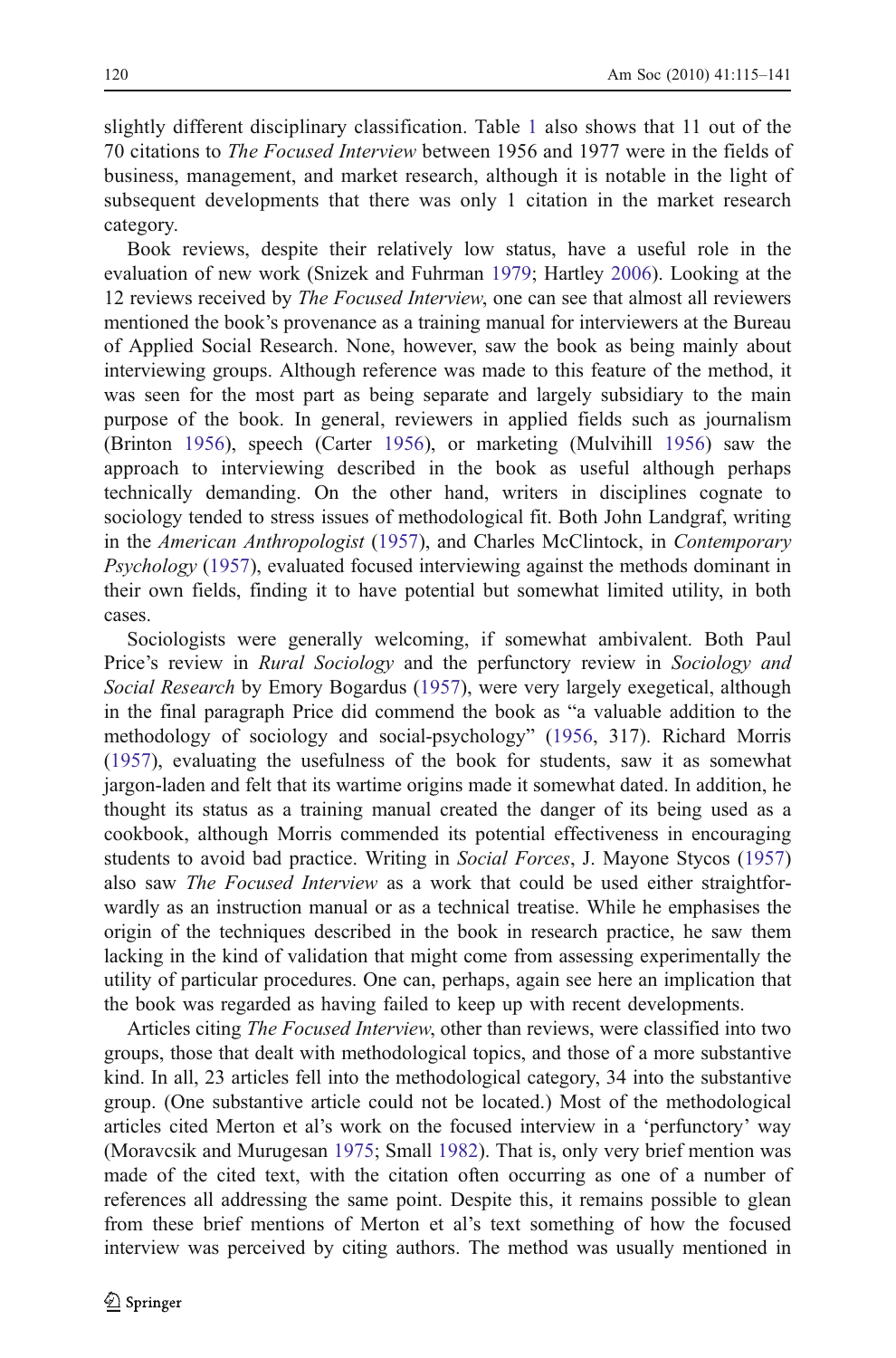slightly different disciplinary classification. Table 1 also shows that 11 out of the 70 citations to *The Focused Interview* between 1956 and 1977 were in the fields of business, management, and market research, although it is notable in the light of subsequent developments that there was only 1 citation in the market research category.

Book reviews, despite their relatively low status, have a useful role in the evaluation of new work (Snizek and Fuhrman 1979; Hartley 2006). Looking at the 12 reviews received by *The Focused Interview*, one can see that almost all reviewers mentioned the book's provenance as a training manual for interviewers at the Bureau of Applied Social Research. None, however, saw the book as being mainly about interviewing groups. Although reference was made to this feature of the method, it was seen for the most part as being separate and largely subsidiary to the main purpose of the book. In general, reviewers in applied fields such as journalism (Brinton 1956), speech (Carter 1956), or marketing (Mulvihill 1956) saw the approach to interviewing described in the book as useful although perhaps technically demanding. On the other hand, writers in disciplines cognate to sociology tended to stress issues of methodological fit. Both John Landgraf, writing in the *American Anthropologist* (1957), and Charles McClintock, in *Contemporary Psychology* (1957), evaluated focused interviewing against the methods dominant in their own fields, finding it to have potential but somewhat limited utility, in both cases.

Sociologists were generally welcoming, if somewhat ambivalent. Both Paul Price's review in *Rural Sociology* and the perfunctory review in *Sociology and Social Research* by Emory Bogardus (1957), were very largely exegetical, although in the final paragraph Price did commend the book as "a valuable addition to the methodology of sociology and social-psychology" (1956, 317). Richard Morris (1957), evaluating the usefulness of the book for students, saw it as somewhat jargon-laden and felt that its wartime origins made it somewhat dated. In addition, he thought its status as a training manual created the danger of its being used as a cookbook, although Morris commended its potential effectiveness in encouraging students to avoid bad practice. Writing in *Social Forces*, J. Mayone Stycos (1957) also saw *The Focused Interview* as a work that could be used either straightforwardly as an instruction manual or as a technical treatise. While he emphasises the origin of the techniques described in the book in research practice, he saw them lacking in the kind of validation that might come from assessing experimentally the utility of particular procedures. One can, perhaps, again see here an implication that the book was regarded as having failed to keep up with recent developments.

Articles citing *The Focused Interview*, other than reviews, were classified into two groups, those that dealt with methodological topics, and those of a more substantive kind. In all, 23 articles fell into the methodological category, 34 into the substantive group. (One substantive article could not be located.) Most of the methodological articles cited Merton et al's work on the focused interview in a 'perfunctory' way (Moravcsik and Murugesan 1975; Small 1982). That is, only very brief mention was made of the cited text, with the citation often occurring as one of a number of references all addressing the same point. Despite this, it remains possible to glean from these brief mentions of Merton et al's text something of how the focused interview was perceived by citing authors. The method was usually mentioned in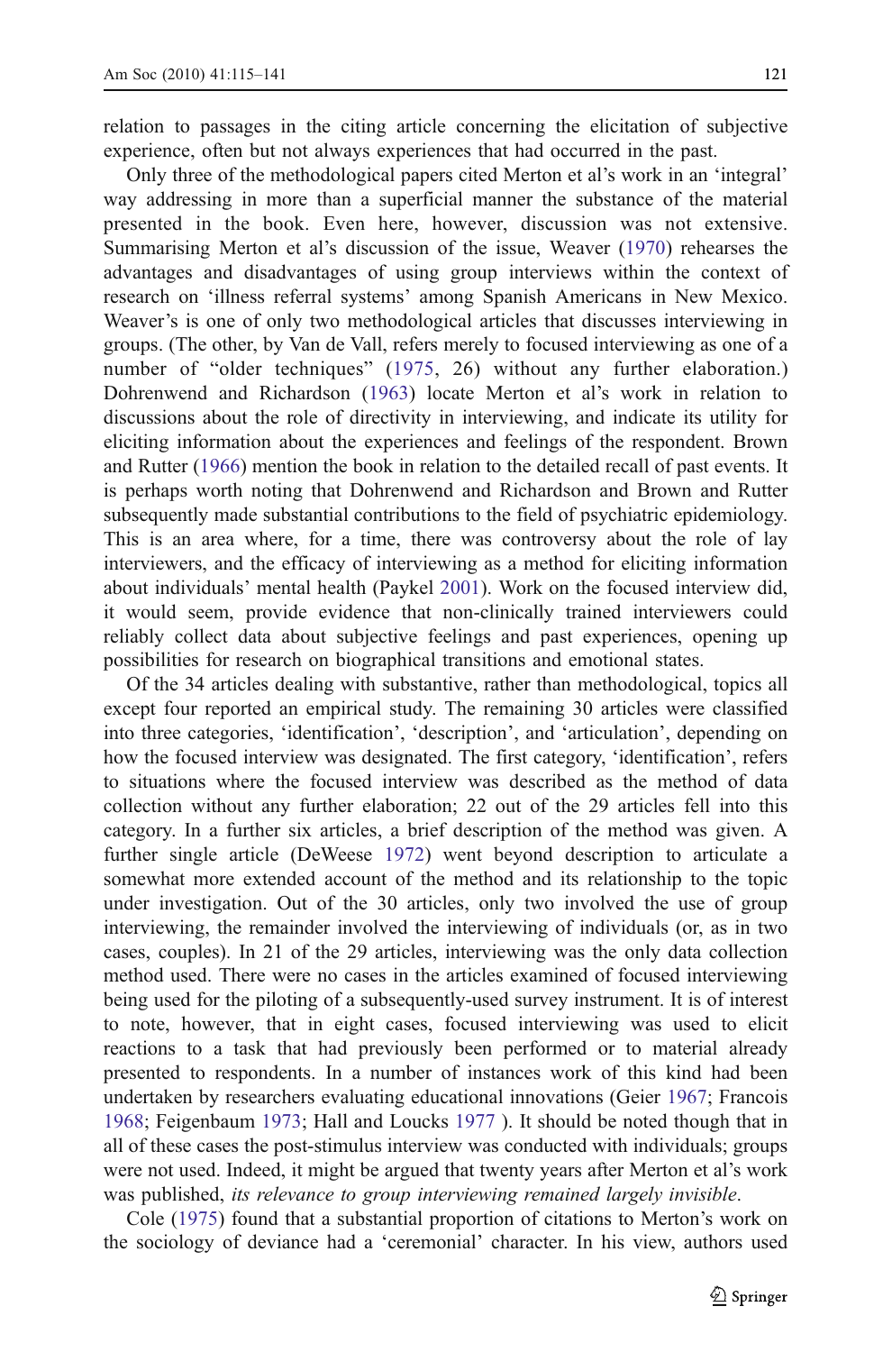relation to passages in the citing article concerning the elicitation of subjective experience, often but not always experiences that had occurred in the past.

Only three of the methodological papers cited Merton et al's work in an 'integral' way addressing in more than a superficial manner the substance of the material presented in the book. Even here, however, discussion was not extensive. Summarising Merton et al's discussion of the issue, Weaver (1970) rehearses the advantages and disadvantages of using group interviews within the context of research on 'illness referral systems' among Spanish Americans in New Mexico. Weaver's is one of only two methodological articles that discusses interviewing in groups. (The other, by Van de Vall, refers merely to focused interviewing as one of a number of "older techniques" (1975, 26) without any further elaboration.) Dohrenwend and Richardson (1963) locate Merton et al's work in relation to discussions about the role of directivity in interviewing, and indicate its utility for eliciting information about the experiences and feelings of the respondent. Brown and Rutter (1966) mention the book in relation to the detailed recall of past events. It is perhaps worth noting that Dohrenwend and Richardson and Brown and Rutter subsequently made substantial contributions to the field of psychiatric epidemiology. This is an area where, for a time, there was controversy about the role of lay interviewers, and the efficacy of interviewing as a method for eliciting information about individuals' mental health (Paykel 2001). Work on the focused interview did, it would seem, provide evidence that non-clinically trained interviewers could reliably collect data about subjective feelings and past experiences, opening up possibilities for research on biographical transitions and emotional states.

Of the 34 articles dealing with substantive, rather than methodological, topics all except four reported an empirical study. The remaining 30 articles were classified into three categories, 'identification', 'description', and 'articulation', depending on how the focused interview was designated. The first category, 'identification', refers to situations where the focused interview was described as the method of data collection without any further elaboration; 22 out of the 29 articles fell into this category. In a further six articles, a brief description of the method was given. A further single article (DeWeese 1972) went beyond description to articulate a somewhat more extended account of the method and its relationship to the topic under investigation. Out of the 30 articles, only two involved the use of group interviewing, the remainder involved the interviewing of individuals (or, as in two cases, couples). In 21 of the 29 articles, interviewing was the only data collection method used. There were no cases in the articles examined of focused interviewing being used for the piloting of a subsequently-used survey instrument. It is of interest to note, however, that in eight cases, focused interviewing was used to elicit reactions to a task that had previously been performed or to material already presented to respondents. In a number of instances work of this kind had been undertaken by researchers evaluating educational innovations (Geier 1967; Francois 1968; Feigenbaum 1973; Hall and Loucks 1977 ). It should be noted though that in all of these cases the post-stimulus interview was conducted with individuals; groups were not used. Indeed, it might be argued that twenty years after Merton et al's work was published, *its relevance to group interviewing remained largely invisible*.

Cole (1975) found that a substantial proportion of citations to Merton's work on the sociology of deviance had a 'ceremonial' character. In his view, authors used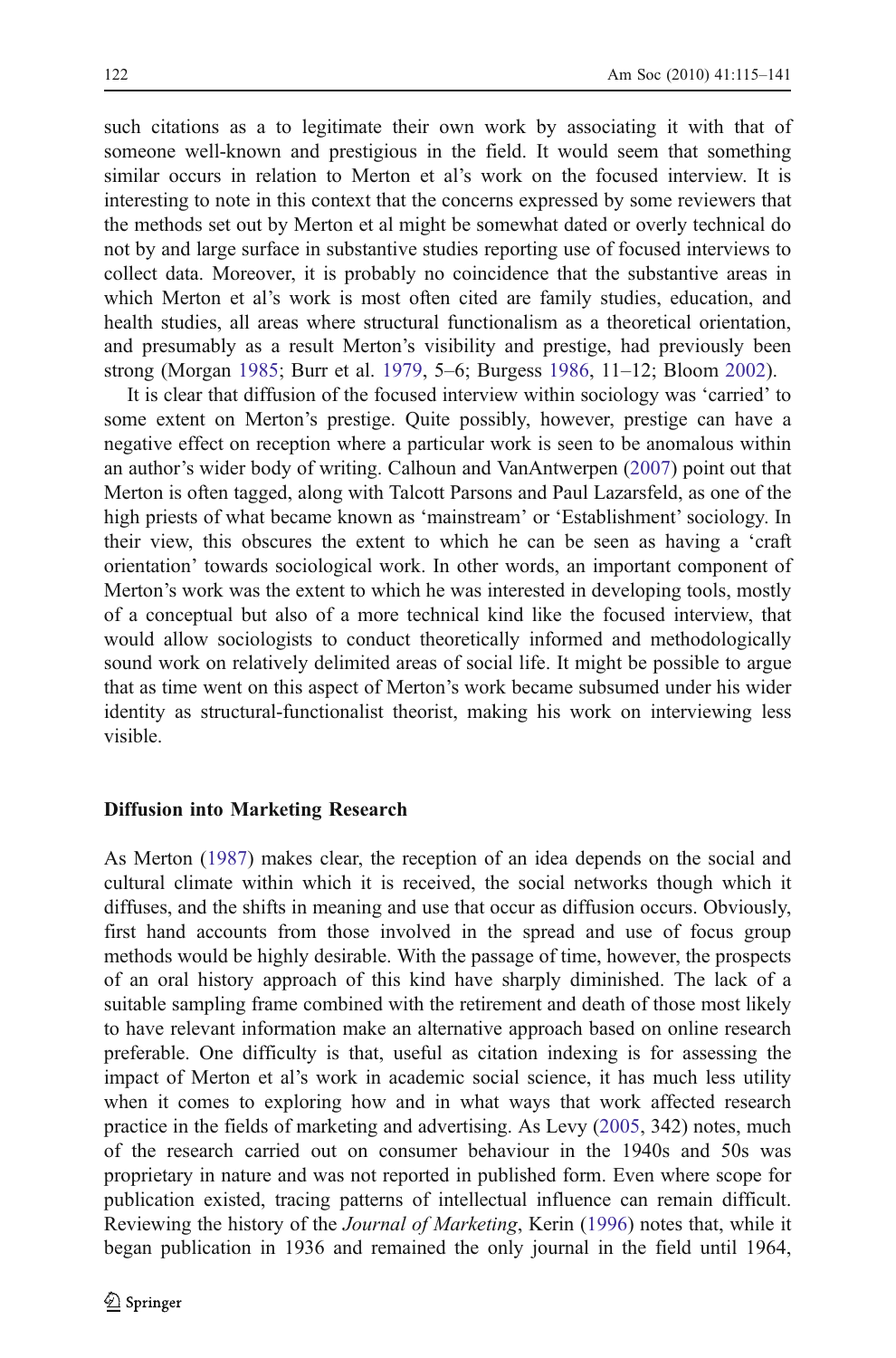such citations as a to legitimate their own work by associating it with that of someone well-known and prestigious in the field. It would seem that something similar occurs in relation to Merton et al's work on the focused interview. It is interesting to note in this context that the concerns expressed by some reviewers that the methods set out by Merton et al might be somewhat dated or overly technical do not by and large surface in substantive studies reporting use of focused interviews to collect data. Moreover, it is probably no coincidence that the substantive areas in which Merton et al's work is most often cited are family studies, education, and health studies, all areas where structural functionalism as a theoretical orientation, and presumably as a result Merton's visibility and prestige, had previously been strong (Morgan 1985; Burr et al. 1979, 5–6; Burgess 1986, 11–12; Bloom 2002).

It is clear that diffusion of the focused interview within sociology was 'carried' to some extent on Merton's prestige. Quite possibly, however, prestige can have a negative effect on reception where a particular work is seen to be anomalous within an author's wider body of writing. Calhoun and VanAntwerpen (2007) point out that Merton is often tagged, along with Talcott Parsons and Paul Lazarsfeld, as one of the high priests of what became known as 'mainstream' or 'Establishment' sociology. In their view, this obscures the extent to which he can be seen as having a 'craft orientation' towards sociological work. In other words, an important component of Merton's work was the extent to which he was interested in developing tools, mostly of a conceptual but also of a more technical kind like the focused interview, that would allow sociologists to conduct theoretically informed and methodologically sound work on relatively delimited areas of social life. It might be possible to argue that as time went on this aspect of Merton's work became subsumed under his wider identity as structural-functionalist theorist, making his work on interviewing less visible.

## Diffusion into Marketing Research

As Merton (1987) makes clear, the reception of an idea depends on the social and cultural climate within which it is received, the social networks though which it diffuses, and the shifts in meaning and use that occur as diffusion occurs. Obviously, first hand accounts from those involved in the spread and use of focus group methods would be highly desirable. With the passage of time, however, the prospects of an oral history approach of this kind have sharply diminished. The lack of a suitable sampling frame combined with the retirement and death of those most likely to have relevant information make an alternative approach based on online research preferable. One difficulty is that, useful as citation indexing is for assessing the impact of Merton et al's work in academic social science, it has much less utility when it comes to exploring how and in what ways that work affected research practice in the fields of marketing and advertising. As Levy (2005, 342) notes, much of the research carried out on consumer behaviour in the 1940s and 50s was proprietary in nature and was not reported in published form. Even where scope for publication existed, tracing patterns of intellectual influence can remain difficult. Reviewing the history of the *Journal of Marketing*, Kerin (1996) notes that, while it began publication in 1936 and remained the only journal in the field until 1964,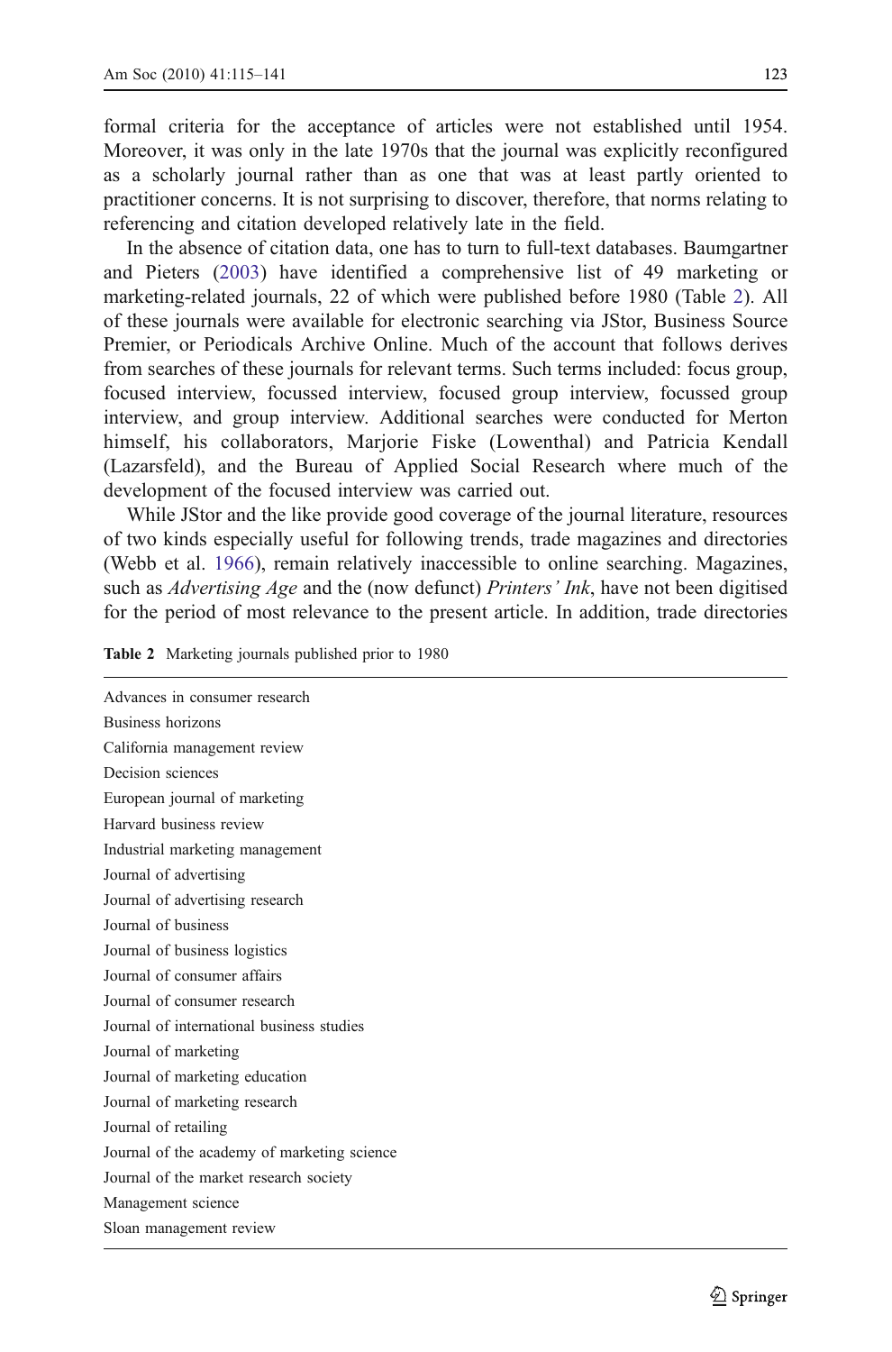formal criteria for the acceptance of articles were not established until 1954. Moreover, it was only in the late 1970s that the journal was explicitly reconfigured as a scholarly journal rather than as one that was at least partly oriented to practitioner concerns. It is not surprising to discover, therefore, that norms relating to referencing and citation developed relatively late in the field.

In the absence of citation data, one has to turn to full-text databases. Baumgartner and Pieters (2003) have identified a comprehensive list of 49 marketing or marketing-related journals, 22 of which were published before 1980 (Table 2). All of these journals were available for electronic searching via JStor, Business Source Premier, or Periodicals Archive Online. Much of the account that follows derives from searches of these journals for relevant terms. Such terms included: focus group, focused interview, focussed interview, focused group interview, focussed group interview, and group interview. Additional searches were conducted for Merton himself, his collaborators, Marjorie Fiske (Lowenthal) and Patricia Kendall (Lazarsfeld), and the Bureau of Applied Social Research where much of the development of the focused interview was carried out.

While JStor and the like provide good coverage of the journal literature, resources of two kinds especially useful for following trends, trade magazines and directories (Webb et al. 1966), remain relatively inaccessible to online searching. Magazines, such as *Advertising Age* and the (now defunct) *Printers' Ink*, have not been digitised for the period of most relevance to the present article. In addition, trade directories

**Table 2** Marketing journals published prior to 1980

| |
|---|
| Advances in consumer research |
| Business horizons |
| California management review |
| Decision sciences |
| European journal of marketing |
| Harvard business review |
| Industrial marketing management |
| Journal of advertising |
| Journal of advertising research |
| Journal of business |
| Journal of business logistics |
| Journal of consumer affairs |
| Journal of consumer research |
| Journal of international business studies |
| Journal of marketing |
| Journal of marketing education |
| Journal of marketing research |
| Journal of retailing |
| Journal of the academy of marketing science |
| Journal of the market research society |
| Management science |
| Sloan management review |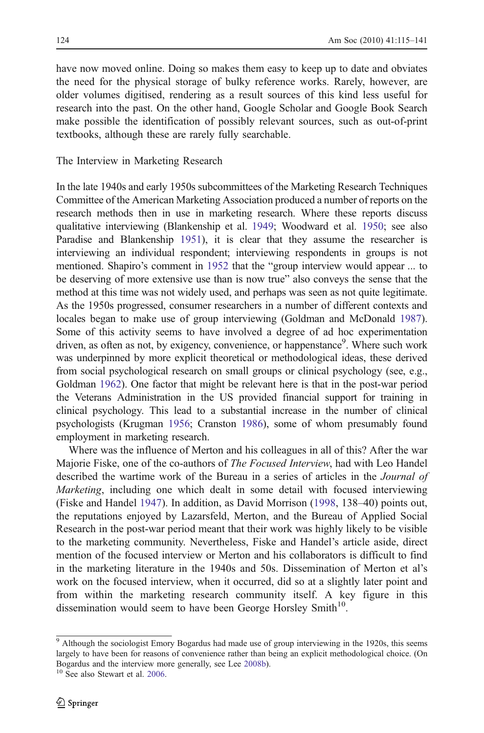have now moved online. Doing so makes them easy to keep up to date and obviates the need for the physical storage of bulky reference works. Rarely, however, are older volumes digitised, rendering as a result sources of this kind less useful for research into the past. On the other hand, Google Scholar and Google Book Search make possible the identification of possibly relevant sources, such as out-of-print textbooks, although these are rarely fully searchable.

## The Interview in Marketing Research

In the late 1940s and early 1950s subcommittees of the Marketing Research Techniques Committee of the American Marketing Association produced a number of reports on the research methods then in use in marketing research. Where these reports discuss qualitative interviewing (Blankenship et al. 1949; Woodward et al. 1950; see also Paradise and Blankenship 1951), it is clear that they assume the researcher is interviewing an individual respondent; interviewing respondents in groups is not mentioned. Shapiro's comment in 1952 that the "group interview would appear ... to be deserving of more extensive use than is now true" also conveys the sense that the method at this time was not widely used, and perhaps was seen as not quite legitimate. As the 1950s progressed, consumer researchers in a number of different contexts and locales began to make use of group interviewing (Goldman and McDonald 1987). Some of this activity seems to have involved a degree of ad hoc experimentation driven, as often as not, by exigency, convenience, or happenstance[9]. Where such work was underpinned by more explicit theoretical or methodological ideas, these derived from social psychological research on small groups or clinical psychology (see, e.g., Goldman 1962). One factor that might be relevant here is that in the post-war period the Veterans Administration in the US provided financial support for training in clinical psychology. This lead to a substantial increase in the number of clinical psychologists (Krugman 1956; Cranston 1986), some of whom presumably found employment in marketing research.

Where was the influence of Merton and his colleagues in all of this? After the war Majorie Fiske, one of the co-authors of *The Focused Interview*, had with Leo Handel described the wartime work of the Bureau in a series of articles in the *Journal of Marketing*, including one which dealt in some detail with focused interviewing (Fiske and Handel 1947). In addition, as David Morrison (1998, 138–40) points out, the reputations enjoyed by Lazarsfeld, Merton, and the Bureau of Applied Social Research in the post-war period meant that their work was highly likely to be visible to the marketing community. Nevertheless, Fiske and Handel's article aside, direct mention of the focused interview or Merton and his collaborators is difficult to find in the marketing literature in the 1940s and 50s. Dissemination of Merton et al's work on the focused interview, when it occurred, did so at a slightly later point and from within the marketing research community itself. A key figure in this dissemination would seem to have been George Horsley Smith[10].

---

[9] Although the sociologist Emory Bogardus had made use of group interviewing in the 1920s, this seems largely to have been for reasons of convenience rather than being an explicit methodological choice. (On Bogardus and the interview more generally, see Lee 2008b).

[10] See also Stewart et al. 2006.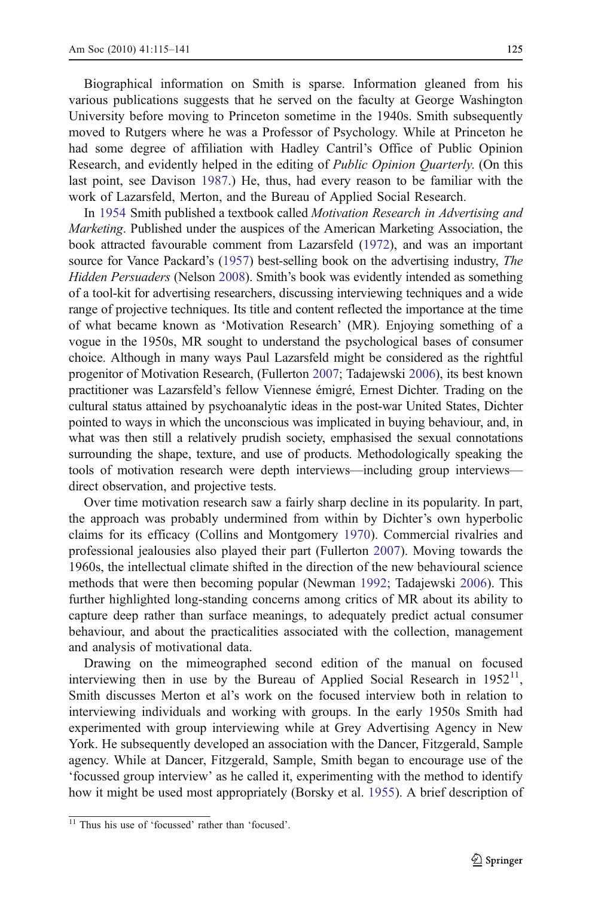Biographical information on Smith is sparse. Information gleaned from his various publications suggests that he served on the faculty at George Washington University before moving to Princeton sometime in the 1940s. Smith subsequently moved to Rutgers where he was a Professor of Psychology. While at Princeton he had some degree of affiliation with Hadley Cantril's Office of Public Opinion Research, and evidently helped in the editing of *Public Opinion Quarterly*. (On this last point, see Davison 1987.) He, thus, had every reason to be familiar with the work of Lazarsfeld, Merton, and the Bureau of Applied Social Research.

In 1954 Smith published a textbook called *Motivation Research in Advertising and Marketing*. Published under the auspices of the American Marketing Association, the book attracted favourable comment from Lazarsfeld (1972), and was an important source for Vance Packard's (1957) best-selling book on the advertising industry, *The Hidden Persuaders* (Nelson 2008). Smith's book was evidently intended as something of a tool-kit for advertising researchers, discussing interviewing techniques and a wide range of projective techniques. Its title and content reflected the importance at the time of what became known as 'Motivation Research' (MR). Enjoying something of a vogue in the 1950s, MR sought to understand the psychological bases of consumer choice. Although in many ways Paul Lazarsfeld might be considered as the rightful progenitor of Motivation Research, (Fullerton 2007; Tadajewski 2006), its best known practitioner was Lazarsfeld's fellow Viennese émigré, Ernest Dichter. Trading on the cultural status attained by psychoanalytic ideas in the post-war United States, Dichter pointed to ways in which the unconscious was implicated in buying behaviour, and, in what was then still a relatively prudish society, emphasised the sexual connotations surrounding the shape, texture, and use of products. Methodologically speaking the tools of motivation research were depth interviews—including group interviews—direct observation, and projective tests.

Over time motivation research saw a fairly sharp decline in its popularity. In part, the approach was probably undermined from within by Dichter's own hyperbolic claims for its efficacy (Collins and Montgomery 1970). Commercial rivalries and professional jealousies also played their part (Fullerton 2007). Moving towards the 1960s, the intellectual climate shifted in the direction of the new behavioural science methods that were then becoming popular (Newman 1992; Tadajewski 2006). This further highlighted long-standing concerns among critics of MR about its ability to capture deep rather than surface meanings, to adequately predict actual consumer behaviour, and about the practicalities associated with the collection, management and analysis of motivational data.

Drawing on the mimeographed second edition of the manual on focused interviewing then in use by the Bureau of Applied Social Research in 1952[11], Smith discusses Merton et al's work on the focused interview both in relation to interviewing individuals and working with groups. In the early 1950s Smith had experimented with group interviewing while at Grey Advertising Agency in New York. He subsequently developed an association with the Dancer, Fitzgerald, Sample agency. While at Dancer, Fitzgerald, Sample, Smith began to encourage use of the 'focussed group interview' as he called it, experimenting with the method to identify how it might be used most appropriately (Borsky et al. 1955). A brief description of

[11] Thus his use of 'focussed' rather than 'focused'.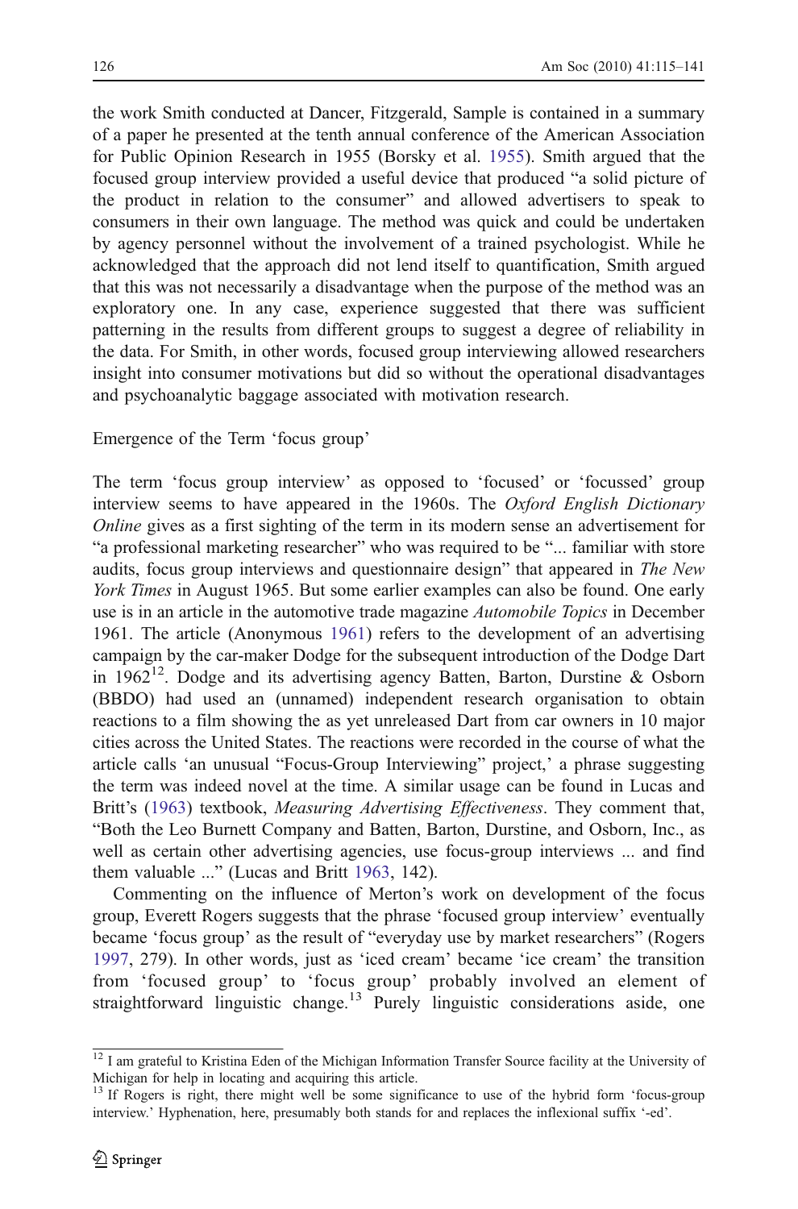the work Smith conducted at Dancer, Fitzgerald, Sample is contained in a summary of a paper he presented at the tenth annual conference of the American Association for Public Opinion Research in 1955 (Borsky et al. 1955). Smith argued that the focused group interview provided a useful device that produced "a solid picture of the product in relation to the consumer" and allowed advertisers to speak to consumers in their own language. The method was quick and could be undertaken by agency personnel without the involvement of a trained psychologist. While he acknowledged that the approach did not lend itself to quantification, Smith argued that this was not necessarily a disadvantage when the purpose of the method was an exploratory one. In any case, experience suggested that there was sufficient patterning in the results from different groups to suggest a degree of reliability in the data. For Smith, in other words, focused group interviewing allowed researchers insight into consumer motivations but did so without the operational disadvantages and psychoanalytic baggage associated with motivation research.

## Emergence of the Term 'focus group'

The term 'focus group interview' as opposed to 'focused' or 'focussed' group interview seems to have appeared in the 1960s. The *Oxford English Dictionary Online* gives as a first sighting of the term in its modern sense an advertisement for "a professional marketing researcher" who was required to be "... familiar with store audits, focus group interviews and questionnaire design" that appeared in *The New York Times* in August 1965. But some earlier examples can also be found. One early use is in an article in the automotive trade magazine *Automobile Topics* in December 1961. The article (Anonymous 1961) refers to the development of an advertising campaign by the car-maker Dodge for the subsequent introduction of the Dodge Dart in 1962[12]. Dodge and its advertising agency Batten, Barton, Durstine & Osborn (BBDO) had used an (unnamed) independent research organisation to obtain reactions to a film showing the as yet unreleased Dart from car owners in 10 major cities across the United States. The reactions were recorded in the course of what the article calls 'an unusual "Focus-Group Interviewing" project,' a phrase suggesting the term was indeed novel at the time. A similar usage can be found in Lucas and Britt's (1963) textbook, *Measuring Advertising Effectiveness*. They comment that, "Both the Leo Burnett Company and Batten, Barton, Durstine, and Osborn, Inc., as well as certain other advertising agencies, use focus-group interviews ... and find them valuable ..." (Lucas and Britt 1963, 142).

Commenting on the influence of Merton's work on development of the focus group, Everett Rogers suggests that the phrase 'focused group interview' eventually became 'focus group' as the result of "everyday use by market researchers" (Rogers 1997, 279). In other words, just as 'iced cream' became 'ice cream' the transition from 'focused group' to 'focus group' probably involved an element of straightforward linguistic change.[13] Purely linguistic considerations aside, one

[12] I am grateful to Kristina Eden of the Michigan Information Transfer Source facility at the University of Michigan for help in locating and acquiring this article.

[13] If Rogers is right, there might well be some significance to use of the hybrid form 'focus-group interview.' Hyphenation, here, presumably both stands for and replaces the inflexional suffix '-ed'.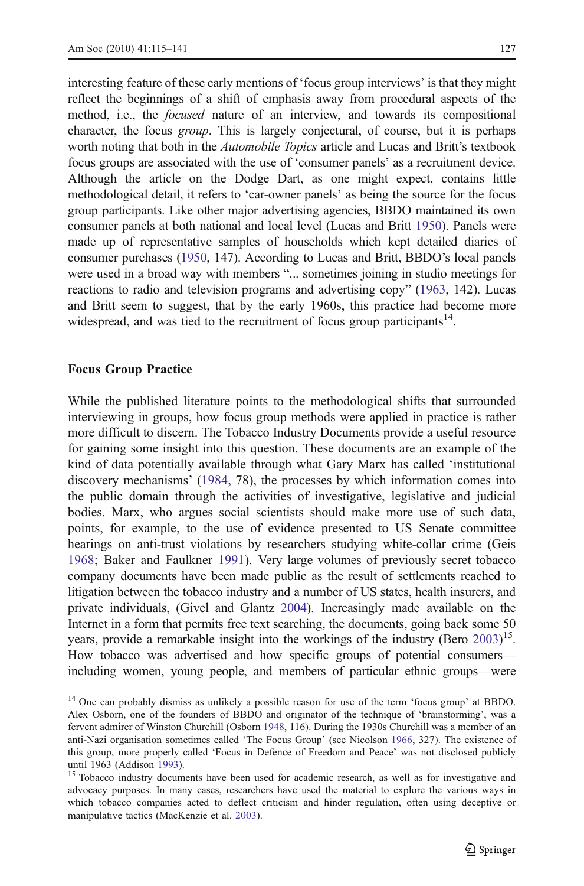interesting feature of these early mentions of 'focus group interviews' is that they might reflect the beginnings of a shift of emphasis away from procedural aspects of the method, i.e., the *focused* nature of an interview, and towards its compositional character, the focus *group*. This is largely conjectural, of course, but it is perhaps worth noting that both in the *Automobile Topics* article and Lucas and Britt's textbook focus groups are associated with the use of 'consumer panels' as a recruitment device. Although the article on the Dodge Dart, as one might expect, contains little methodological detail, it refers to 'car-owner panels' as being the source for the focus group participants. Like other major advertising agencies, BBDO maintained its own consumer panels at both national and local level (Lucas and Britt 1950). Panels were made up of representative samples of households which kept detailed diaries of consumer purchases (1950, 147). According to Lucas and Britt, BBDO's local panels were used in a broad way with members "... sometimes joining in studio meetings for reactions to radio and television programs and advertising copy" (1963, 142). Lucas and Britt seem to suggest, that by the early 1960s, this practice had become more widespread, and was tied to the recruitment of focus group participants[14].

## Focus Group Practice

While the published literature points to the methodological shifts that surrounded interviewing in groups, how focus group methods were applied in practice is rather more difficult to discern. The Tobacco Industry Documents provide a useful resource for gaining some insight into this question. These documents are an example of the kind of data potentially available through what Gary Marx has called 'institutional discovery mechanisms' (1984, 78), the processes by which information comes into the public domain through the activities of investigative, legislative and judicial bodies. Marx, who argues social scientists should make more use of such data, points, for example, to the use of evidence presented to US Senate committee hearings on anti-trust violations by researchers studying white-collar crime (Geis 1968; Baker and Faulkner 1991). Very large volumes of previously secret tobacco company documents have been made public as the result of settlements reached to litigation between the tobacco industry and a number of US states, health insurers, and private individuals, (Givel and Glantz 2004). Increasingly made available on the Internet in a form that permits free text searching, the documents, going back some 50 years, provide a remarkable insight into the workings of the industry (Bero 2003)[15]. How tobacco was advertised and how specific groups of potential consumers—including women, young people, and members of particular ethnic groups—were

---

[14] One can probably dismiss as unlikely a possible reason for use of the term 'focus group' at BBDO. Alex Osborn, one of the founders of BBDO and originator of the technique of 'brainstorming', was a fervent admirer of Winston Churchill (Osborn 1948, 116). During the 1930s Churchill was a member of an anti-Nazi organisation sometimes called 'The Focus Group' (see Nicolson 1966, 327). The existence of this group, more properly called 'Focus in Defence of Freedom and Peace' was not disclosed publicly until 1963 (Addison 1993).

[15] Tobacco industry documents have been used for academic research, as well as for investigative and advocacy purposes. In many cases, researchers have used the material to explore the various ways in which tobacco companies acted to deflect criticism and hinder regulation, often using deceptive or manipulative tactics (MacKenzie et al. 2003).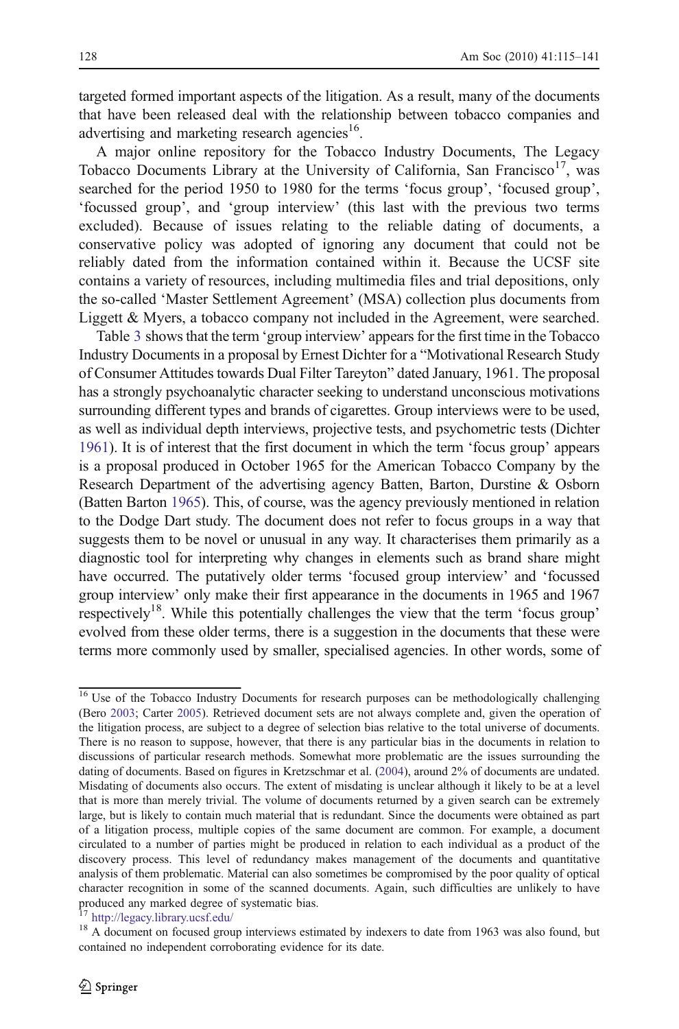targeted formed important aspects of the litigation. As a result, many of the documents that have been released deal with the relationship between tobacco companies and advertising and marketing research agencies[16].

A major online repository for the Tobacco Industry Documents, The Legacy Tobacco Documents Library at the University of California, San Francisco[17], was searched for the period 1950 to 1980 for the terms 'focus group', 'focused group', 'focussed group', and 'group interview' (this last with the previous two terms excluded). Because of issues relating to the reliable dating of documents, a conservative policy was adopted of ignoring any document that could not be reliably dated from the information contained within it. Because the UCSF site contains a variety of resources, including multimedia files and trial depositions, only the so-called 'Master Settlement Agreement' (MSA) collection plus documents from Liggett & Myers, a tobacco company not included in the Agreement, were searched.

Table 3 shows that the term 'group interview' appears for the first time in the Tobacco Industry Documents in a proposal by Ernest Dichter for a "Motivational Research Study of Consumer Attitudes towards Dual Filter Tareyton" dated January, 1961. The proposal has a strongly psychoanalytic character seeking to understand unconscious motivations surrounding different types and brands of cigarettes. Group interviews were to be used, as well as individual depth interviews, projective tests, and psychometric tests (Dichter 1961). It is of interest that the first document in which the term 'focus group' appears is a proposal produced in October 1965 for the American Tobacco Company by the Research Department of the advertising agency Batten, Barton, Durstine & Osborn (Batten Barton 1965). This, of course, was the agency previously mentioned in relation to the Dodge Dart study. The document does not refer to focus groups in a way that suggests them to be novel or unusual in any way. It characterises them primarily as a diagnostic tool for interpreting why changes in elements such as brand share might have occurred. The putatively older terms 'focused group interview' and 'focussed group interview' only make their first appearance in the documents in 1965 and 1967 respectively[18]. While this potentially challenges the view that the term 'focus group' evolved from these older terms, there is a suggestion in the documents that these were terms more commonly used by smaller, specialised agencies. In other words, some of

[16] Use of the Tobacco Industry Documents for research purposes can be methodologically challenging (Bero 2003; Carter 2005). Retrieved document sets are not always complete and, given the operation of the litigation process, are subject to a degree of selection bias relative to the total universe of documents. There is no reason to suppose, however, that there is any particular bias in the documents in relation to discussions of particular research methods. Somewhat more problematic are the issues surrounding the dating of documents. Based on figures in Kretzschmar et al. (2004), around 2% of documents are undated. Misdating of documents also occurs. The extent of misdating is unclear although it likely to be at a level that is more than merely trivial. The volume of documents returned by a given search can be extremely large, but is likely to contain much material that is redundant. Since the documents were obtained as part of a litigation process, multiple copies of the same document are common. For example, a document circulated to a number of parties might be produced in relation to each individual as a product of the discovery process. This level of redundancy makes management of the documents and quantitative analysis of them problematic. Material can also sometimes be compromised by the poor quality of optical character recognition in some of the scanned documents. Again, such difficulties are unlikely to have produced any marked degree of systematic bias.

[17] http://legacy.library.ucsf.edu/

[18] A document on focused group interviews estimated by indexers to date from 1963 was also found, but contained no independent corroborating evidence for its date.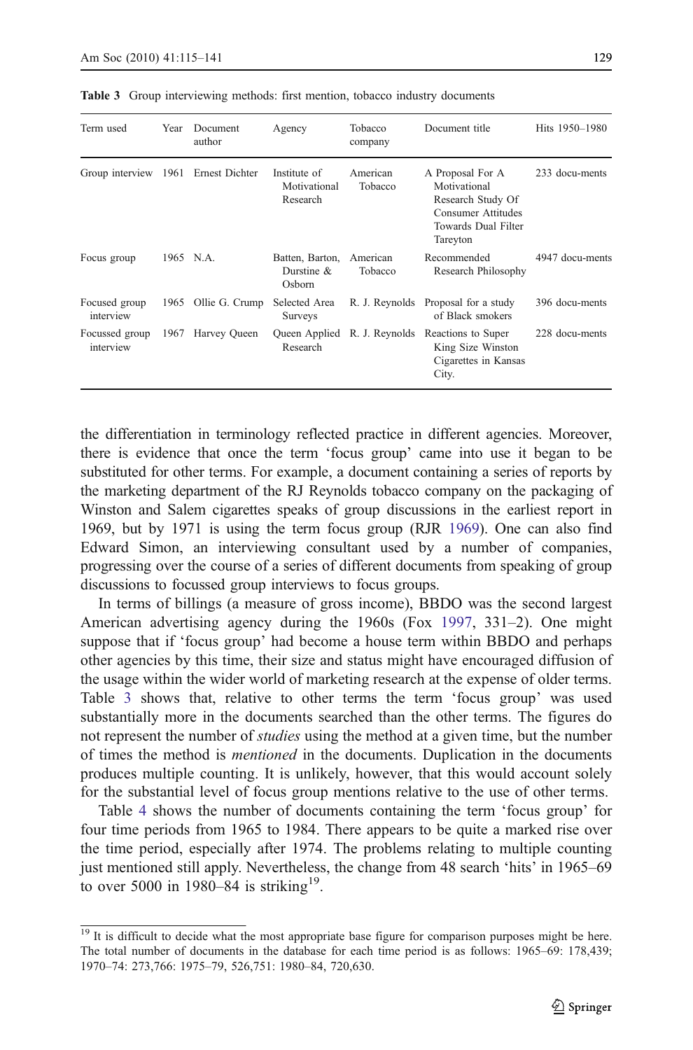Table 3 Group interviewing methods: first mention, tobacco industry documents

| Term used | Year | Document author | Agency | Tobacco company | Document title | Hits 1950–1980 |
|---|---|---|---|---|---|---|
| Group interview | 1961 | Ernest Dichter | Institute of Motivational Research | American Tobacco | A Proposal For A Motivational Research Study Of Consumer Attitudes Towards Dual Filter Tareyton | 233 docu-ments |
| Focus group | 1965 | N.A. | Batten, Barton, Durstine & Osborn | American Tobacco | Recommended Research Philosophy | 4947 docu-ments |
| Focused group interview | 1965 | Ollie G. Crump | Selected Area Surveys | R. J. Reynolds | Proposal for a study of Black smokers | 396 docu-ments |
| Focussed group interview | 1967 | Harvey Queen | Queen Applied Research | R. J. Reynolds | Reactions to Super King Size Winston Cigarettes in Kansas City. | 228 docu-ments |

the differentiation in terminology reflected practice in different agencies. Moreover, there is evidence that once the term 'focus group' came into use it began to be substituted for other terms. For example, a document containing a series of reports by the marketing department of the RJ Reynolds tobacco company on the packaging of Winston and Salem cigarettes speaks of group discussions in the earliest report in 1969, but by 1971 is using the term focus group (RJR 1969). One can also find Edward Simon, an interviewing consultant used by a number of companies, progressing over the course of a series of different documents from speaking of group discussions to focussed group interviews to focus groups.

In terms of billings (a measure of gross income), BBDO was the second largest American advertising agency during the 1960s (Fox 1997, 331–2). One might suppose that if 'focus group' had become a house term within BBDO and perhaps other agencies by this time, their size and status might have encouraged diffusion of the usage within the wider world of marketing research at the expense of older terms. Table 3 shows that, relative to other terms the term 'focus group' was used substantially more in the documents searched than the other terms. The figures do not represent the number of *studies* using the method at a given time, but the number of times the method is *mentioned* in the documents. Duplication in the documents produces multiple counting. It is unlikely, however, that this would account solely for the substantial level of focus group mentions relative to the use of other terms.

Table 4 shows the number of documents containing the term 'focus group' for four time periods from 1965 to 1984. There appears to be quite a marked rise over the time period, especially after 1974. The problems relating to multiple counting just mentioned still apply. Nevertheless, the change from 48 search 'hits' in 1965–69 to over 5000 in 1980–84 is striking[19].

[19] It is difficult to decide what the most appropriate base figure for comparison purposes might be here. The total number of documents in the database for each time period is as follows: 1965–69: 178,439; 1970–74: 273,766: 1975–79, 526,751: 1980–84, 720,630.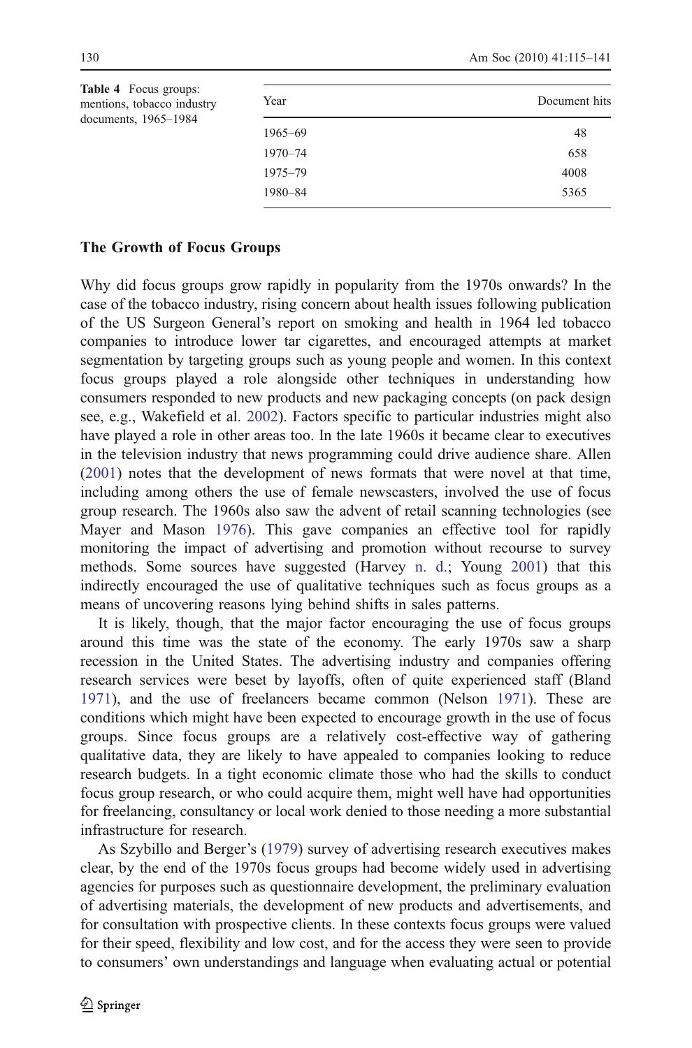**Table 4** Focus groups: mentions, tobacco industry documents, 1965–1984

| Year | Document hits |
|---|---|
| 1965–69 | 48 |
| 1970–74 | 658 |
| 1975–79 | 4008 |
| 1980–84 | 5365 |

## The Growth of Focus Groups

Why did focus groups grow rapidly in popularity from the 1970s onwards? In the case of the tobacco industry, rising concern about health issues following publication of the US Surgeon General's report on smoking and health in 1964 led tobacco companies to introduce lower tar cigarettes, and encouraged attempts at market segmentation by targeting groups such as young people and women. In this context focus groups played a role alongside other techniques in understanding how consumers responded to new products and new packaging concepts (on pack design see, e.g., Wakefield et al. 2002). Factors specific to particular industries might also have played a role in other areas too. In the late 1960s it became clear to executives in the television industry that news programming could drive audience share. Allen (2001) notes that the development of news formats that were novel at that time, including among others the use of female newscasters, involved the use of focus group research. The 1960s also saw the advent of retail scanning technologies (see Mayer and Mason 1976). This gave companies an effective tool for rapidly monitoring the impact of advertising and promotion without recourse to survey methods. Some sources have suggested (Harvey n. d.; Young 2001) that this indirectly encouraged the use of qualitative techniques such as focus groups as a means of uncovering reasons lying behind shifts in sales patterns.

It is likely, though, that the major factor encouraging the use of focus groups around this time was the state of the economy. The early 1970s saw a sharp recession in the United States. The advertising industry and companies offering research services were beset by layoffs, often of quite experienced staff (Bland 1971), and the use of freelancers became common (Nelson 1971). These are conditions which might have been expected to encourage growth in the use of focus groups. Since focus groups are a relatively cost-effective way of gathering qualitative data, they are likely to have appealed to companies looking to reduce research budgets. In a tight economic climate those who had the skills to conduct focus group research, or who could acquire them, might well have had opportunities for freelancing, consultancy or local work denied to those needing a more substantial infrastructure for research.

As Szybillo and Berger's (1979) survey of advertising research executives makes clear, by the end of the 1970s focus groups had become widely used in advertising agencies for purposes such as questionnaire development, the preliminary evaluation of advertising materials, the development of new products and advertisements, and for consultation with prospective clients. In these contexts focus groups were valued for their speed, flexibility and low cost, and for the access they were seen to provide to consumers' own understandings and language when evaluating actual or potential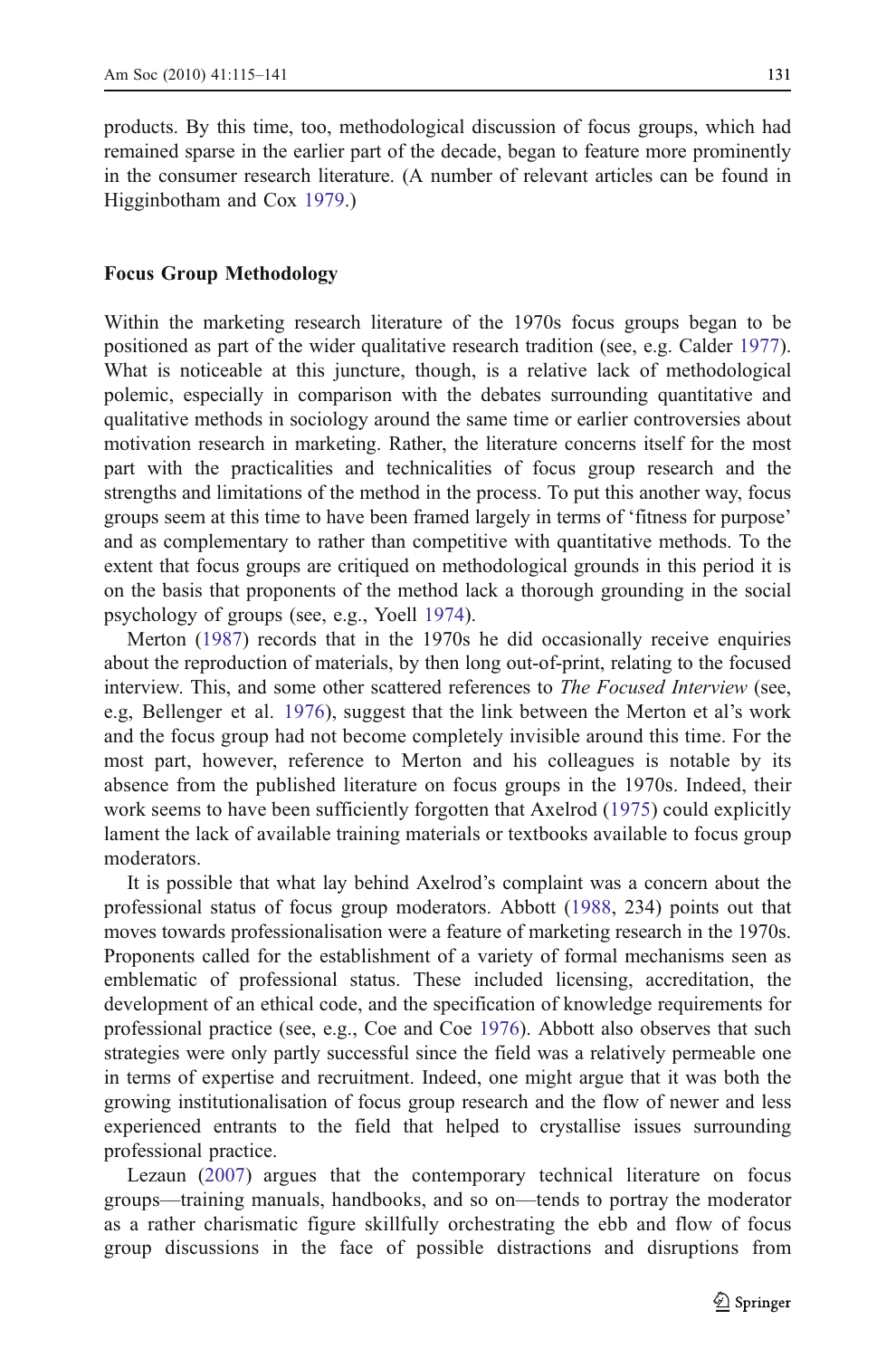products. By this time, too, methodological discussion of focus groups, which had remained sparse in the earlier part of the decade, began to feature more prominently in the consumer research literature. (A number of relevant articles can be found in Higginbotham and Cox 1979.)

## Focus Group Methodology

Within the marketing research literature of the 1970s focus groups began to be positioned as part of the wider qualitative research tradition (see, e.g. Calder 1977). What is noticeable at this juncture, though, is a relative lack of methodological polemic, especially in comparison with the debates surrounding quantitative and qualitative methods in sociology around the same time or earlier controversies about motivation research in marketing. Rather, the literature concerns itself for the most part with the practicalities and technicalities of focus group research and the strengths and limitations of the method in the process. To put this another way, focus groups seem at this time to have been framed largely in terms of 'fitness for purpose' and as complementary to rather than competitive with quantitative methods. To the extent that focus groups are critiqued on methodological grounds in this period it is on the basis that proponents of the method lack a thorough grounding in the social psychology of groups (see, e.g., Yoell 1974).

Merton (1987) records that in the 1970s he did occasionally receive enquiries about the reproduction of materials, by then long out-of-print, relating to the focused interview. This, and some other scattered references to *The Focused Interview* (see, e.g, Bellenger et al. 1976), suggest that the link between the Merton et al's work and the focus group had not become completely invisible around this time. For the most part, however, reference to Merton and his colleagues is notable by its absence from the published literature on focus groups in the 1970s. Indeed, their work seems to have been sufficiently forgotten that Axelrod (1975) could explicitly lament the lack of available training materials or textbooks available to focus group moderators.

It is possible that what lay behind Axelrod's complaint was a concern about the professional status of focus group moderators. Abbott (1988, 234) points out that moves towards professionalisation were a feature of marketing research in the 1970s. Proponents called for the establishment of a variety of formal mechanisms seen as emblematic of professional status. These included licensing, accreditation, the development of an ethical code, and the specification of knowledge requirements for professional practice (see, e.g., Coe and Coe 1976). Abbott also observes that such strategies were only partly successful since the field was a relatively permeable one in terms of expertise and recruitment. Indeed, one might argue that it was both the growing institutionalisation of focus group research and the flow of newer and less experienced entrants to the field that helped to crystallise issues surrounding professional practice.

Lezaun (2007) argues that the contemporary technical literature on focus groups—training manuals, handbooks, and so on—tends to portray the moderator as a rather charismatic figure skillfully orchestrating the ebb and flow of focus group discussions in the face of possible distractions and disruptions from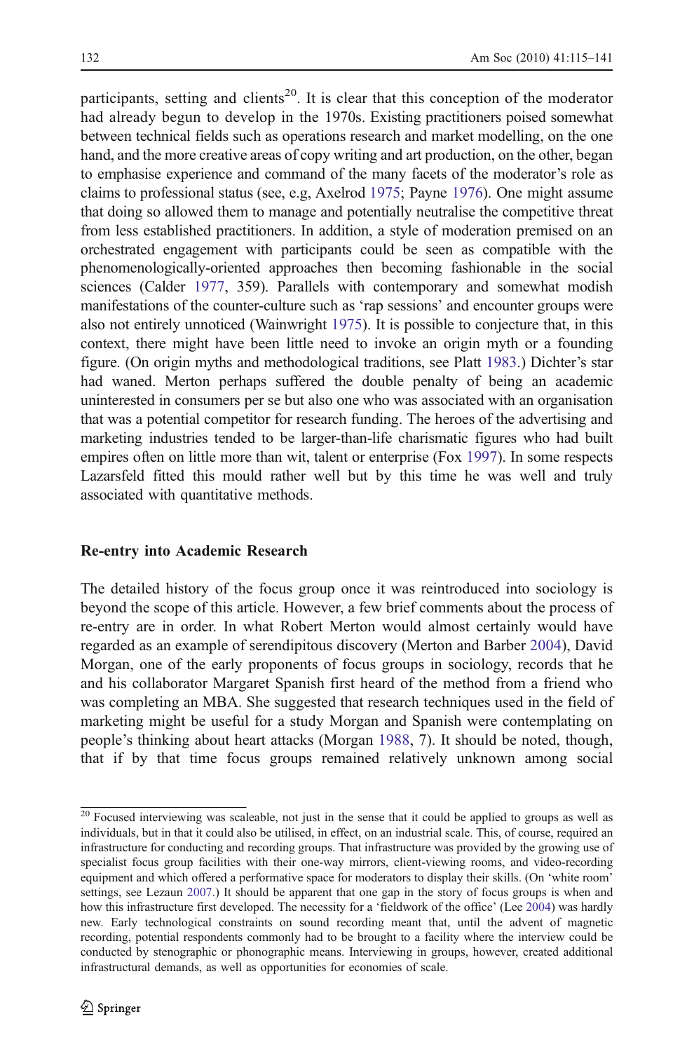participants, setting and clients[20]. It is clear that this conception of the moderator had already begun to develop in the 1970s. Existing practitioners poised somewhat between technical fields such as operations research and market modelling, on the one hand, and the more creative areas of copy writing and art production, on the other, began to emphasise experience and command of the many facets of the moderator's role as claims to professional status (see, e.g, Axelrod 1975; Payne 1976). One might assume that doing so allowed them to manage and potentially neutralise the competitive threat from less established practitioners. In addition, a style of moderation premised on an orchestrated engagement with participants could be seen as compatible with the phenomenologically-oriented approaches then becoming fashionable in the social sciences (Calder 1977, 359). Parallels with contemporary and somewhat modish manifestations of the counter-culture such as 'rap sessions' and encounter groups were also not entirely unnoticed (Wainwright 1975). It is possible to conjecture that, in this context, there might have been little need to invoke an origin myth or a founding figure. (On origin myths and methodological traditions, see Platt 1983.) Dichter's star had waned. Merton perhaps suffered the double penalty of being an academic uninterested in consumers per se but also one who was associated with an organisation that was a potential competitor for research funding. The heroes of the advertising and marketing industries tended to be larger-than-life charismatic figures who had built empires often on little more than wit, talent or enterprise (Fox 1997). In some respects Lazarsfeld fitted this mould rather well but by this time he was well and truly associated with quantitative methods.

## Re-entry into Academic Research

The detailed history of the focus group once it was reintroduced into sociology is beyond the scope of this article. However, a few brief comments about the process of re-entry are in order. In what Robert Merton would almost certainly would have regarded as an example of serendipitous discovery (Merton and Barber 2004), David Morgan, one of the early proponents of focus groups in sociology, records that he and his collaborator Margaret Spanish first heard of the method from a friend who was completing an MBA. She suggested that research techniques used in the field of marketing might be useful for a study Morgan and Spanish were contemplating on people's thinking about heart attacks (Morgan 1988, 7). It should be noted, though, that if by that time focus groups remained relatively unknown among social

[20] Focused interviewing was scaleable, not just in the sense that it could be applied to groups as well as individuals, but in that it could also be utilised, in effect, on an industrial scale. This, of course, required an infrastructure for conducting and recording groups. That infrastructure was provided by the growing use of specialist focus group facilities with their one-way mirrors, client-viewing rooms, and video-recording equipment and which offered a performative space for moderators to display their skills. (On 'white room' settings, see Lezaun 2007.) It should be apparent that one gap in the story of focus groups is when and how this infrastructure first developed. The necessity for a 'fieldwork of the office' (Lee 2004) was hardly new. Early technological constraints on sound recording meant that, until the advent of magnetic recording, potential respondents commonly had to be brought to a facility where the interview could be conducted by stenographic or phonographic means. Interviewing in groups, however, created additional infrastructural demands, as well as opportunities for economies of scale.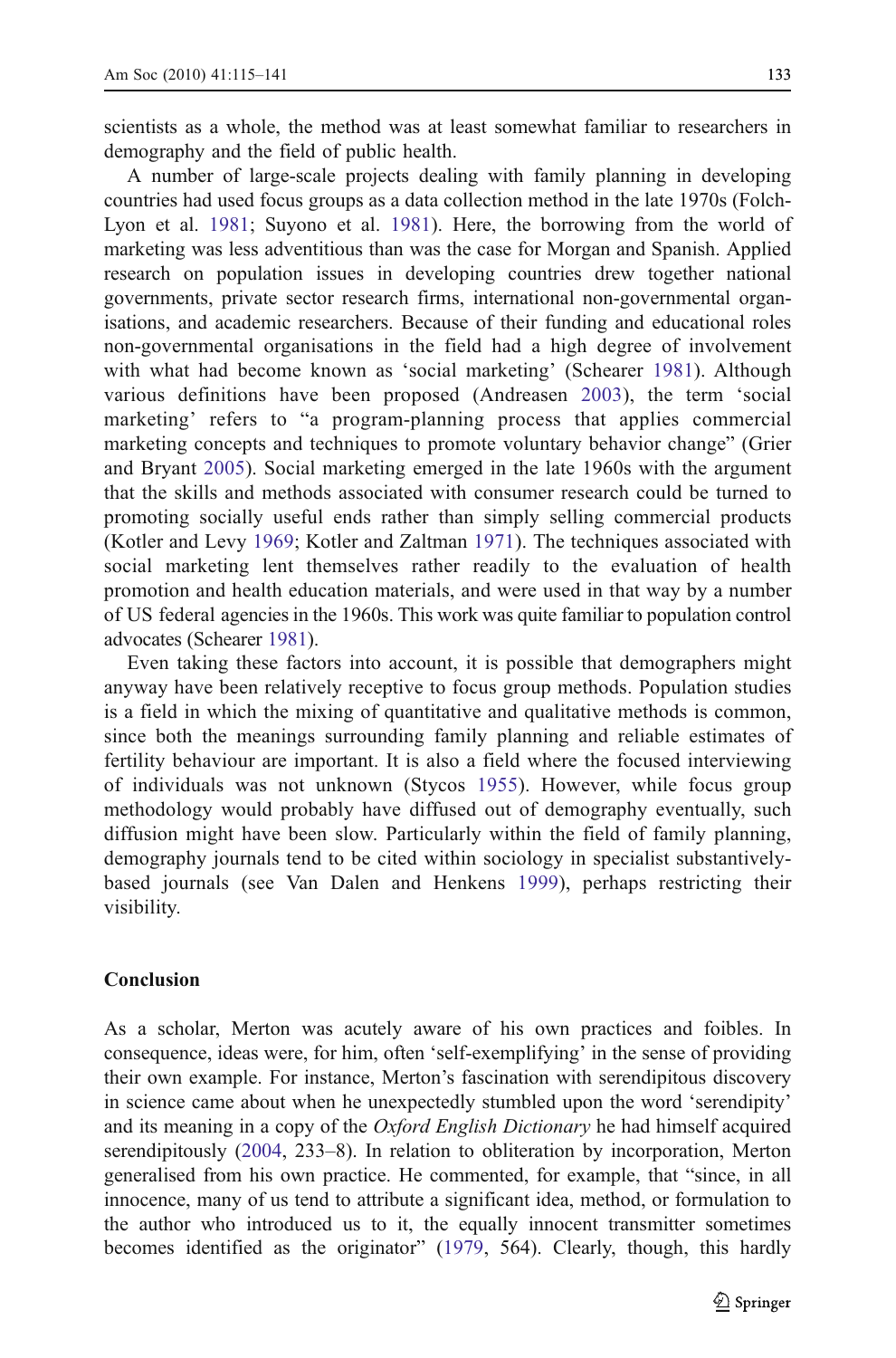scientists as a whole, the method was at least somewhat familiar to researchers in demography and the field of public health.

A number of large-scale projects dealing with family planning in developing countries had used focus groups as a data collection method in the late 1970s (Folch-Lyon et al. 1981; Suyono et al. 1981). Here, the borrowing from the world of marketing was less adventitious than was the case for Morgan and Spanish. Applied research on population issues in developing countries drew together national governments, private sector research firms, international non-governmental organisations, and academic researchers. Because of their funding and educational roles non-governmental organisations in the field had a high degree of involvement with what had become known as 'social marketing' (Schearer 1981). Although various definitions have been proposed (Andreasen 2003), the term 'social marketing' refers to "a program-planning process that applies commercial marketing concepts and techniques to promote voluntary behavior change" (Grier and Bryant 2005). Social marketing emerged in the late 1960s with the argument that the skills and methods associated with consumer research could be turned to promoting socially useful ends rather than simply selling commercial products (Kotler and Levy 1969; Kotler and Zaltman 1971). The techniques associated with social marketing lent themselves rather readily to the evaluation of health promotion and health education materials, and were used in that way by a number of US federal agencies in the 1960s. This work was quite familiar to population control advocates (Schearer 1981).

Even taking these factors into account, it is possible that demographers might anyway have been relatively receptive to focus group methods. Population studies is a field in which the mixing of quantitative and qualitative methods is common, since both the meanings surrounding family planning and reliable estimates of fertility behaviour are important. It is also a field where the focused interviewing of individuals was not unknown (Stycos 1955). However, while focus group methodology would probably have diffused out of demography eventually, such diffusion might have been slow. Particularly within the field of family planning, demography journals tend to be cited within sociology in specialist substantively-based journals (see Van Dalen and Henkens 1999), perhaps restricting their visibility.

## Conclusion

As a scholar, Merton was acutely aware of his own practices and foibles. In consequence, ideas were, for him, often 'self-exemplifying' in the sense of providing their own example. For instance, Merton's fascination with serendipitous discovery in science came about when he unexpectedly stumbled upon the word 'serendipity' and its meaning in a copy of the *Oxford English Dictionary* he had himself acquired serendipitously (2004, 233–8). In relation to obliteration by incorporation, Merton generalised from his own practice. He commented, for example, that "since, in all innocence, many of us tend to attribute a significant idea, method, or formulation to the author who introduced us to it, the equally innocent transmitter sometimes becomes identified as the originator" (1979, 564). Clearly, though, this hardly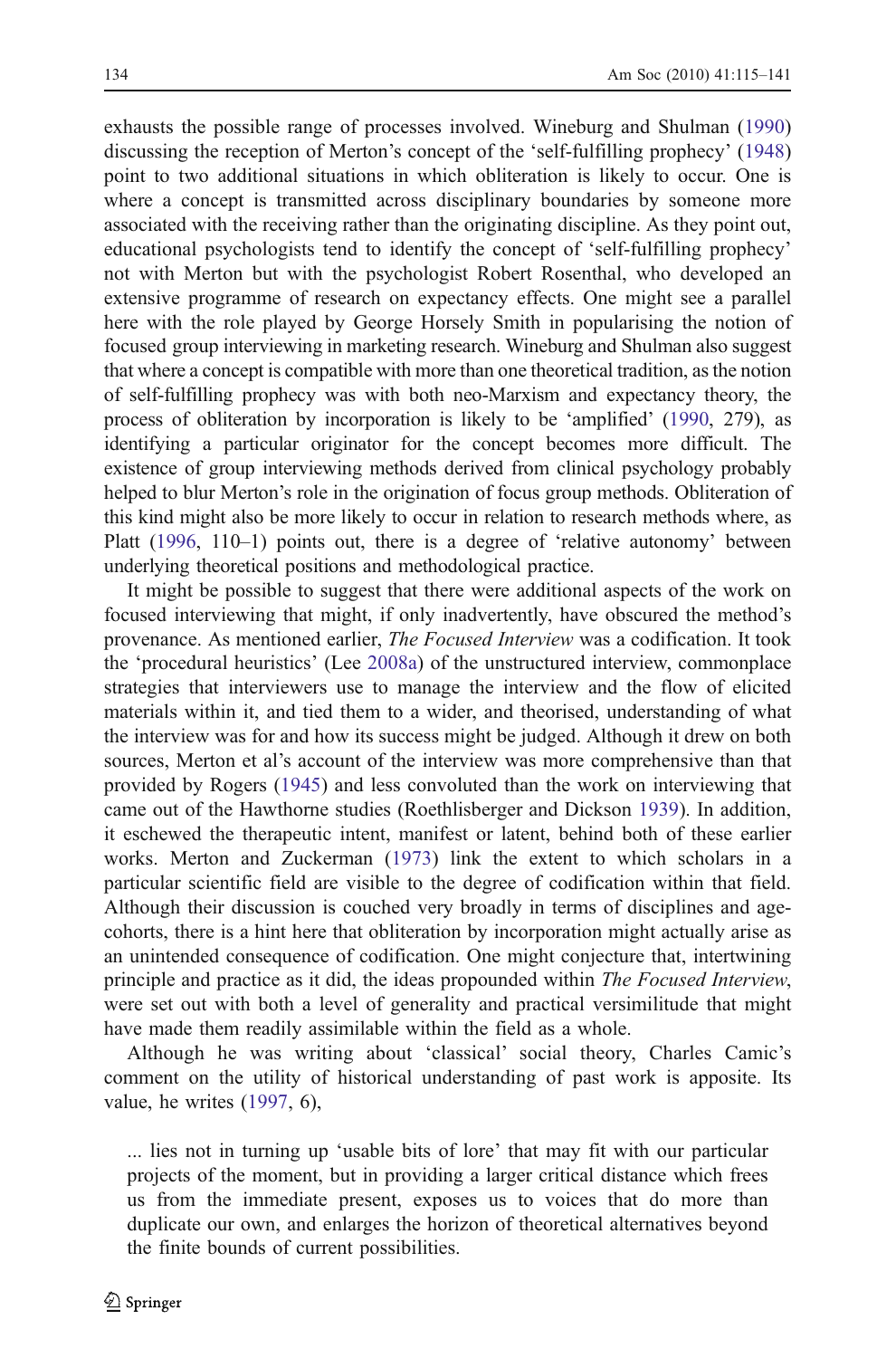exhausts the possible range of processes involved. Wineburg and Shulman (1990) discussing the reception of Merton's concept of the 'self-fulfilling prophecy' (1948) point to two additional situations in which obliteration is likely to occur. One is where a concept is transmitted across disciplinary boundaries by someone more associated with the receiving rather than the originating discipline. As they point out, educational psychologists tend to identify the concept of 'self-fulfilling prophecy' not with Merton but with the psychologist Robert Rosenthal, who developed an extensive programme of research on expectancy effects. One might see a parallel here with the role played by George Horsely Smith in popularising the notion of focused group interviewing in marketing research. Wineburg and Shulman also suggest that where a concept is compatible with more than one theoretical tradition, as the notion of self-fulfilling prophecy was with both neo-Marxism and expectancy theory, the process of obliteration by incorporation is likely to be 'amplified' (1990, 279), as identifying a particular originator for the concept becomes more difficult. The existence of group interviewing methods derived from clinical psychology probably helped to blur Merton's role in the origination of focus group methods. Obliteration of this kind might also be more likely to occur in relation to research methods where, as Platt (1996, 110–1) points out, there is a degree of 'relative autonomy' between underlying theoretical positions and methodological practice.

It might be possible to suggest that there were additional aspects of the work on focused interviewing that might, if only inadvertently, have obscured the method's provenance. As mentioned earlier, *The Focused Interview* was a codification. It took the 'procedural heuristics' (Lee 2008a) of the unstructured interview, commonplace strategies that interviewers use to manage the interview and the flow of elicited materials within it, and tied them to a wider, and theorised, understanding of what the interview was for and how its success might be judged. Although it drew on both sources, Merton et al's account of the interview was more comprehensive than that provided by Rogers (1945) and less convoluted than the work on interviewing that came out of the Hawthorne studies (Roethlisberger and Dickson 1939). In addition, it eschewed the therapeutic intent, manifest or latent, behind both of these earlier works. Merton and Zuckerman (1973) link the extent to which scholars in a particular scientific field are visible to the degree of codification within that field. Although their discussion is couched very broadly in terms of disciplines and age-cohorts, there is a hint here that obliteration by incorporation might actually arise as an unintended consequence of codification. One might conjecture that, intertwining principle and practice as it did, the ideas propounded within *The Focused Interview*, were set out with both a level of generality and practical versimilitude that might have made them readily assimilable within the field as a whole.

Although he was writing about 'classical' social theory, Charles Camic's comment on the utility of historical understanding of past work is apposite. Its value, he writes (1997, 6),

> ... lies not in turning up 'usable bits of lore' that may fit with our particular projects of the moment, but in providing a larger critical distance which frees us from the immediate present, exposes us to voices that do more than duplicate our own, and enlarges the horizon of theoretical alternatives beyond the finite bounds of current possibilities.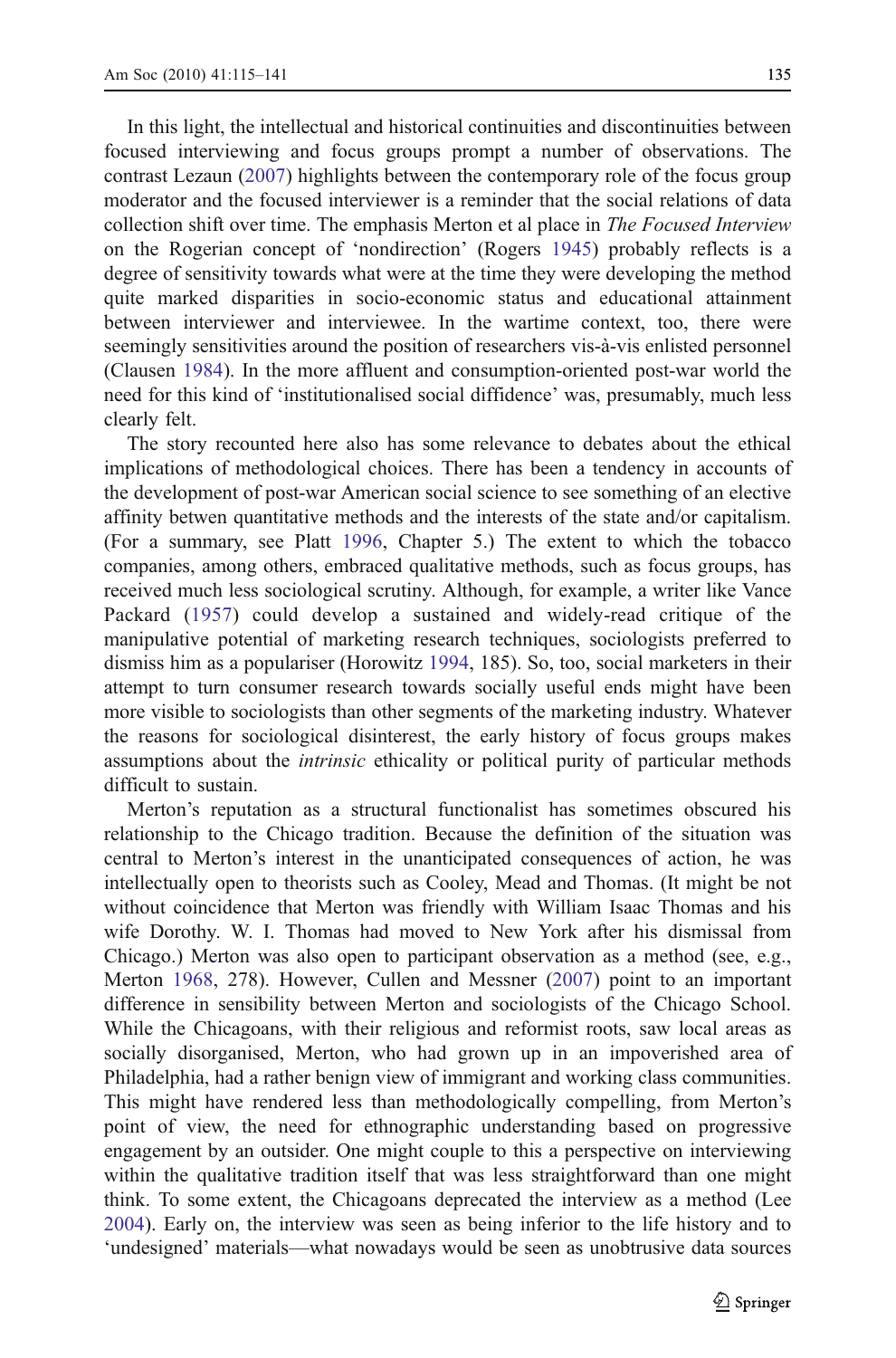In this light, the intellectual and historical continuities and discontinuities between focused interviewing and focus groups prompt a number of observations. The contrast Lezaun (2007) highlights between the contemporary role of the focus group moderator and the focused interviewer is a reminder that the social relations of data collection shift over time. The emphasis Merton et al place in *The Focused Interview* on the Rogerian concept of 'nondirection' (Rogers 1945) probably reflects is a degree of sensitivity towards what were at the time they were developing the method quite marked disparities in socio-economic status and educational attainment between interviewer and interviewee. In the wartime context, too, there were seemingly sensitivities around the position of researchers vis-à-vis enlisted personnel (Clausen 1984). In the more affluent and consumption-oriented post-war world the need for this kind of 'institutionalised social diffidence' was, presumably, much less clearly felt.

The story recounted here also has some relevance to debates about the ethical implications of methodological choices. There has been a tendency in accounts of the development of post-war American social science to see something of an elective affinity betwen quantitative methods and the interests of the state and/or capitalism. (For a summary, see Platt 1996, Chapter 5.) The extent to which the tobacco companies, among others, embraced qualitative methods, such as focus groups, has received much less sociological scrutiny. Although, for example, a writer like Vance Packard (1957) could develop a sustained and widely-read critique of the manipulative potential of marketing research techniques, sociologists preferred to dismiss him as a populariser (Horowitz 1994, 185). So, too, social marketers in their attempt to turn consumer research towards socially useful ends might have been more visible to sociologists than other segments of the marketing industry. Whatever the reasons for sociological disinterest, the early history of focus groups makes assumptions about the *intrinsic* ethicality or political purity of particular methods difficult to sustain.

Merton's reputation as a structural functionalist has sometimes obscured his relationship to the Chicago tradition. Because the definition of the situation was central to Merton's interest in the unanticipated consequences of action, he was intellectually open to theorists such as Cooley, Mead and Thomas. (It might be not without coincidence that Merton was friendly with William Isaac Thomas and his wife Dorothy. W. I. Thomas had moved to New York after his dismissal from Chicago.) Merton was also open to participant observation as a method (see, e.g., Merton 1968, 278). However, Cullen and Messner (2007) point to an important difference in sensibility between Merton and sociologists of the Chicago School. While the Chicagoans, with their religious and reformist roots, saw local areas as socially disorganised, Merton, who had grown up in an impoverished area of Philadelphia, had a rather benign view of immigrant and working class communities. This might have rendered less than methodologically compelling, from Merton's point of view, the need for ethnographic understanding based on progressive engagement by an outsider. One might couple to this a perspective on interviewing within the qualitative tradition itself that was less straightforward than one might think. To some extent, the Chicagoans deprecated the interview as a method (Lee 2004). Early on, the interview was seen as being inferior to the life history and to 'undesigned' materials—what nowadays would be seen as unobtrusive data sources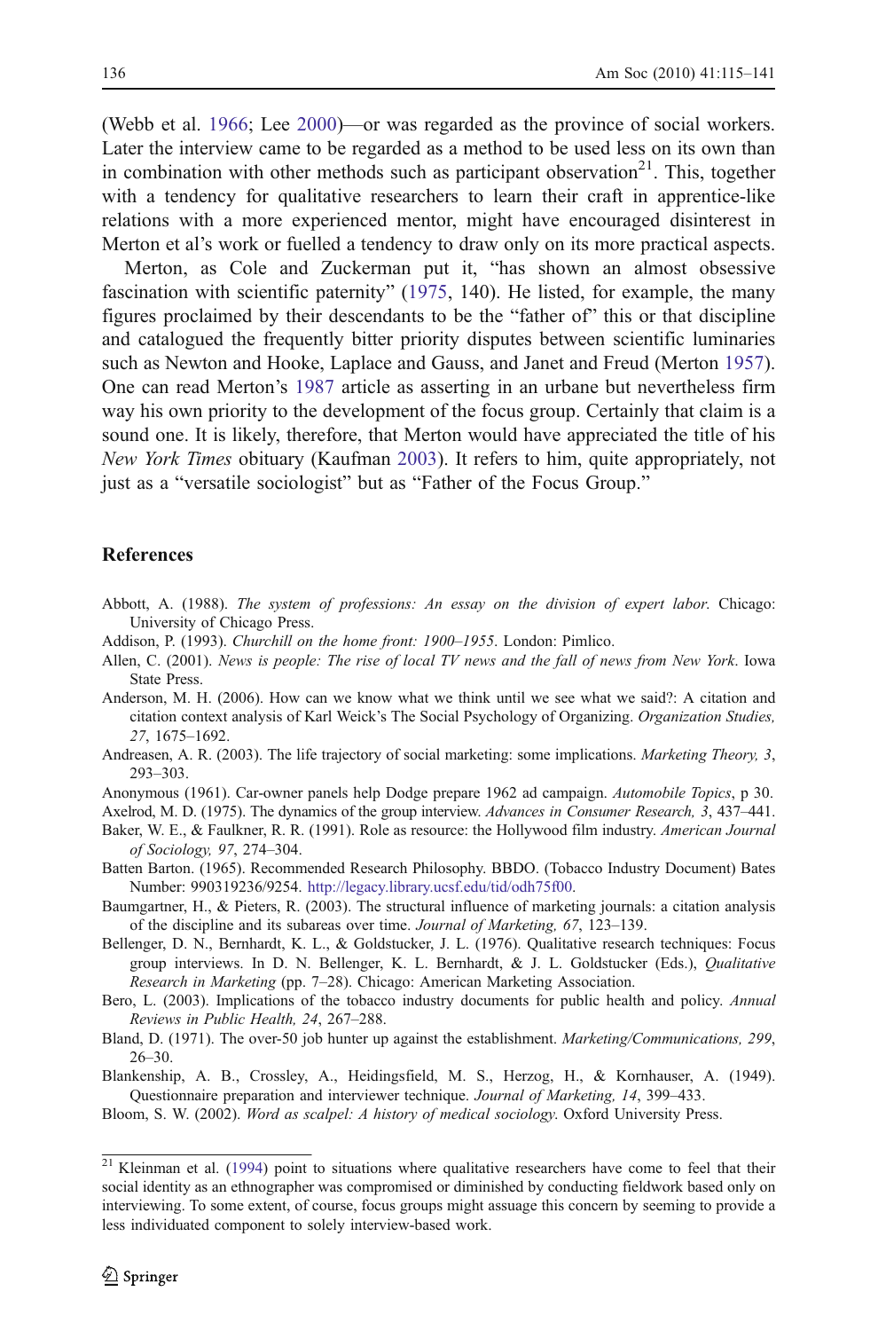(Webb et al. 1966; Lee 2000)—or was regarded as the province of social workers. Later the interview came to be regarded as a method to be used less on its own than in combination with other methods such as participant observation[21]. This, together with a tendency for qualitative researchers to learn their craft in apprentice-like relations with a more experienced mentor, might have encouraged disinterest in Merton et al's work or fuelled a tendency to draw only on its more practical aspects.

Merton, as Cole and Zuckerman put it, "has shown an almost obsessive fascination with scientific paternity" (1975, 140). He listed, for example, the many figures proclaimed by their descendants to be the "father of" this or that discipline and catalogued the frequently bitter priority disputes between scientific luminaries such as Newton and Hooke, Laplace and Gauss, and Janet and Freud (Merton 1957). One can read Merton's 1987 article as asserting in an urbane but nevertheless firm way his own priority to the development of the focus group. Certainly that claim is a sound one. It is likely, therefore, that Merton would have appreciated the title of his *New York Times* obituary (Kaufman 2003). It refers to him, quite appropriately, not just as a "versatile sociologist" but as "Father of the Focus Group."

## References

Abbott, A. (1988). *The system of professions: An essay on the division of expert labor*. Chicago: University of Chicago Press.

Addison, P. (1993). *Churchill on the home front: 1900–1955*. London: Pimlico.

Allen, C. (2001). *News is people: The rise of local TV news and the fall of news from New York*. Iowa State Press.

Anderson, M. H. (2006). How can we know what we think until we see what we said?: A citation and citation context analysis of Karl Weick's The Social Psychology of Organizing. *Organization Studies, 27*, 1675–1692.

Andreasen, A. R. (2003). The life trajectory of social marketing: some implications. *Marketing Theory, 3*, 293–303.

Anonymous (1961). Car-owner panels help Dodge prepare 1962 ad campaign. *Automobile Topics*, p 30.

Axelrod, M. D. (1975). The dynamics of the group interview. *Advances in Consumer Research, 3*, 437–441.

Baker, W. E., & Faulkner, R. R. (1991). Role as resource: the Hollywood film industry. *American Journal of Sociology, 97*, 274–304.

Batten Barton. (1965). Recommended Research Philosophy. BBDO. (Tobacco Industry Document) Bates Number: 990319236/9254. http://legacy.library.ucsf.edu/tid/odh75f00.

Baumgartner, H., & Pieters, R. (2003). The structural influence of marketing journals: a citation analysis of the discipline and its subareas over time. *Journal of Marketing, 67*, 123–139.

Bellenger, D. N., Bernhardt, K. L., & Goldstucker, J. L. (1976). Qualitative research techniques: Focus group interviews. In D. N. Bellenger, K. L. Bernhardt, & J. L. Goldstucker (Eds.), *Qualitative Research in Marketing* (pp. 7–28). Chicago: American Marketing Association.

Bero, L. (2003). Implications of the tobacco industry documents for public health and policy. *Annual Reviews in Public Health, 24*, 267–288.

Bland, D. (1971). The over-50 job hunter up against the establishment. *Marketing/Communications, 299*, 26–30.

Blankenship, A. B., Crossley, A., Heidingsfield, M. S., Herzog, H., & Kornhauser, A. (1949). Questionnaire preparation and interviewer technique. *Journal of Marketing, 14*, 399–433.

Bloom, S. W. (2002). *Word as scalpel: A history of medical sociology*. Oxford University Press.

[21] Kleinman et al. (1994) point to situations where qualitative researchers have come to feel that their social identity as an ethnographer was compromised or diminished by conducting fieldwork based only on interviewing. To some extent, of course, focus groups might assuage this concern by seeming to provide a less individuated component to solely interview-based work.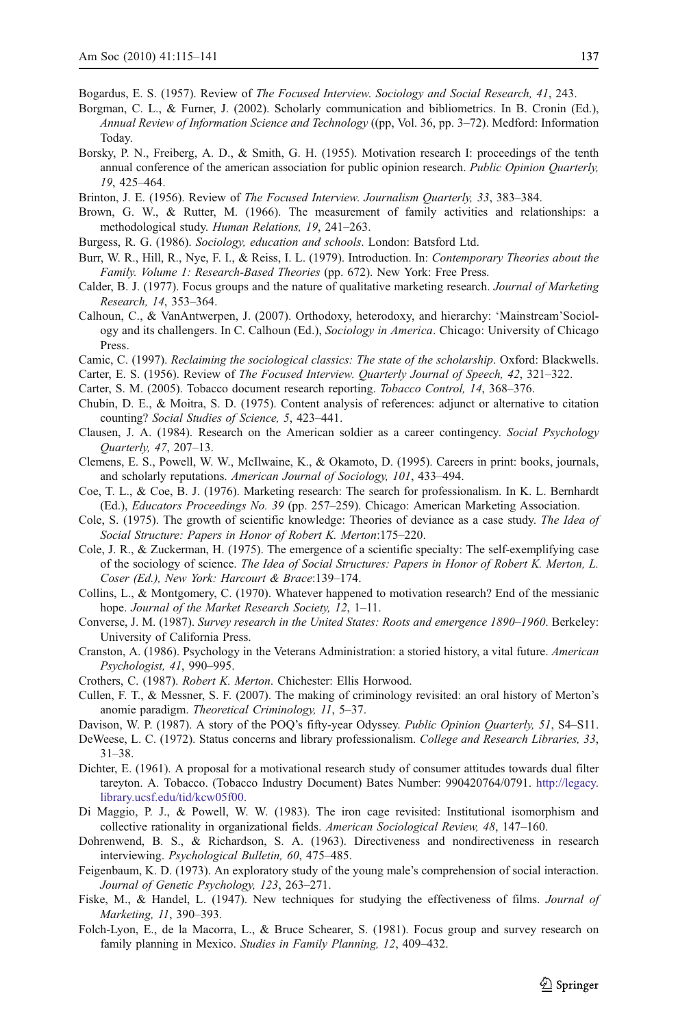Bogardus, E. S. (1957). Review of *The Focused Interview. Sociology and Social Research, 41*, 243.

Borgman, C. L., & Furner, J. (2002). Scholarly communication and bibliometrics. In B. Cronin (Ed.), *Annual Review of Information Science and Technology* ((pp, Vol. 36, pp. 3–72). Medford: Information Today.

Borsky, P. N., Freiberg, A. D., & Smith, G. H. (1955). Motivation research I: proceedings of the tenth annual conference of the american association for public opinion research. *Public Opinion Quarterly, 19*, 425–464.

Brinton, J. E. (1956). Review of *The Focused Interview. Journalism Quarterly, 33*, 383–384.

Brown, G. W., & Rutter, M. (1966). The measurement of family activities and relationships: a methodological study. *Human Relations, 19*, 241–263.

Burgess, R. G. (1986). *Sociology, education and schools*. London: Batsford Ltd.

Burr, W. R., Hill, R., Nye, F. I., & Reiss, I. L. (1979). Introduction. In: *Contemporary Theories about the Family. Volume 1: Research-Based Theories* (pp. 672). New York: Free Press.

Calder, B. J. (1977). Focus groups and the nature of qualitative marketing research. *Journal of Marketing Research, 14*, 353–364.

Calhoun, C., & VanAntwerpen, J. (2007). Orthodoxy, heterodoxy, and hierarchy: 'Mainstream'Sociology and its challengers. In C. Calhoun (Ed.), *Sociology in America*. Chicago: University of Chicago Press.

Camic, C. (1997). *Reclaiming the sociological classics: The state of the scholarship*. Oxford: Blackwells.

Carter, E. S. (1956). Review of *The Focused Interview. Quarterly Journal of Speech, 42*, 321–322.

Carter, S. M. (2005). Tobacco document research reporting. *Tobacco Control, 14*, 368–376.

Chubin, D. E., & Moitra, S. D. (1975). Content analysis of references: adjunct or alternative to citation counting? *Social Studies of Science, 5*, 423–441.

Clausen, J. A. (1984). Research on the American soldier as a career contingency. *Social Psychology Quarterly, 47*, 207–13.

Clemens, E. S., Powell, W. W., McIlwaine, K., & Okamoto, D. (1995). Careers in print: books, journals, and scholarly reputations. *American Journal of Sociology, 101*, 433–494.

Coe, T. L., & Coe, B. J. (1976). Marketing research: The search for professionalism. In K. L. Bernhardt (Ed.), *Educators Proceedings No. 39* (pp. 257–259). Chicago: American Marketing Association.

Cole, S. (1975). The growth of scientific knowledge: Theories of deviance as a case study. *The Idea of Social Structure: Papers in Honor of Robert K. Merton*:175–220.

Cole, J. R., & Zuckerman, H. (1975). The emergence of a scientific specialty: The self-exemplifying case of the sociology of science. *The Idea of Social Structures: Papers in Honor of Robert K. Merton, L. Coser (Ed.), New York: Harcourt & Brace*:139–174.

Collins, L., & Montgomery, C. (1970). Whatever happened to motivation research? End of the messianic hope. *Journal of the Market Research Society, 12*, 1–11.

Converse, J. M. (1987). *Survey research in the United States: Roots and emergence 1890–1960*. Berkeley: University of California Press.

Cranston, A. (1986). Psychology in the Veterans Administration: a storied history, a vital future. *American Psychologist, 41*, 990–995.

Crothers, C. (1987). *Robert K. Merton*. Chichester: Ellis Horwood.

Cullen, F. T., & Messner, S. F. (2007). The making of criminology revisited: an oral history of Merton's anomie paradigm. *Theoretical Criminology, 11*, 5–37.

Davison, W. P. (1987). A story of the POQ's fifty-year Odyssey. *Public Opinion Quarterly, 51*, S4–S11.

DeWeese, L. C. (1972). Status concerns and library professionalism. *College and Research Libraries, 33*, 31–38.

Dichter, E. (1961). A proposal for a motivational research study of consumer attitudes towards dual filter tareyton. A. Tobacco. (Tobacco Industry Document) Bates Number: 990420764/0791. http://legacy.library.ucsf.edu/tid/kcw05f00.

Di Maggio, P. J., & Powell, W. W. (1983). The iron cage revisited: Institutional isomorphism and collective rationality in organizational fields. *American Sociological Review, 48*, 147–160.

Dohrenwend, B. S., & Richardson, S. A. (1963). Directiveness and nondirectiveness in research interviewing. *Psychological Bulletin, 60*, 475–485.

Feigenbaum, K. D. (1973). An exploratory study of the young male's comprehension of social interaction. *Journal of Genetic Psychology, 123*, 263–271.

Fiske, M., & Handel, L. (1947). New techniques for studying the effectiveness of films. *Journal of Marketing, 11*, 390–393.

Folch-Lyon, E., de la Macorra, L., & Bruce Schearer, S. (1981). Focus group and survey research on family planning in Mexico. *Studies in Family Planning, 12*, 409–432.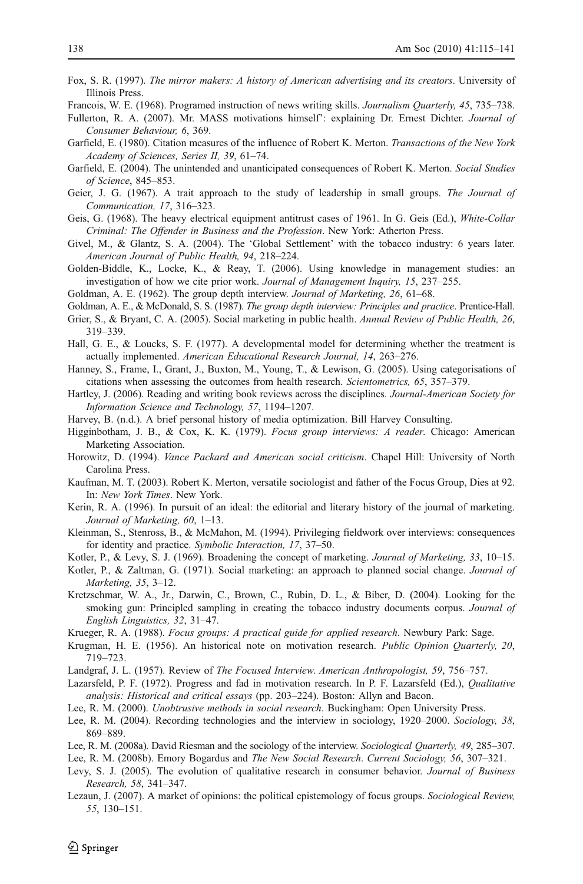Fox, S. R. (1997). *The mirror makers: A history of American advertising and its creators*. University of Illinois Press.

Francois, W. E. (1968). Programed instruction of news writing skills. *Journalism Quarterly, 45*, 735–738.

Fullerton, R. A. (2007). Mr. MASS motivations himself': explaining Dr. Ernest Dichter. *Journal of Consumer Behaviour, 6*, 369.

Garfield, E. (1980). Citation measures of the influence of Robert K. Merton. *Transactions of the New York Academy of Sciences, Series II, 39*, 61–74.

Garfield, E. (2004). The unintended and unanticipated consequences of Robert K. Merton. *Social Studies of Science*, 845–853.

Geier, J. G. (1967). A trait approach to the study of leadership in small groups. *The Journal of Communication, 17*, 316–323.

Geis, G. (1968). The heavy electrical equipment antitrust cases of 1961. In G. Geis (Ed.), *White-Collar Criminal: The Offender in Business and the Profession*. New York: Atherton Press.

Givel, M., & Glantz, S. A. (2004). The 'Global Settlement' with the tobacco industry: 6 years later. *American Journal of Public Health, 94*, 218–224.

Golden-Biddle, K., Locke, K., & Reay, T. (2006). Using knowledge in management studies: an investigation of how we cite prior work. *Journal of Management Inquiry, 15*, 237–255.

Goldman, A. E. (1962). The group depth interview. *Journal of Marketing, 26*, 61–68.

Goldman, A. E., & McDonald, S. S. (1987). *The group depth interview: Principles and practice*. Prentice-Hall.

Grier, S., & Bryant, C. A. (2005). Social marketing in public health. *Annual Review of Public Health, 26*, 319–339.

Hall, G. E., & Loucks, S. F. (1977). A developmental model for determining whether the treatment is actually implemented. *American Educational Research Journal, 14*, 263–276.

Hanney, S., Frame, I., Grant, J., Buxton, M., Young, T., & Lewison, G. (2005). Using categorisations of citations when assessing the outcomes from health research. *Scientometrics, 65*, 357–379.

Hartley, J. (2006). Reading and writing book reviews across the disciplines. *Journal-American Society for Information Science and Technology, 57*, 1194–1207.

Harvey, B. (n.d.). A brief personal history of media optimization. Bill Harvey Consulting.

Higginbotham, J. B., & Cox, K. K. (1979). *Focus group interviews: A reader*. Chicago: American Marketing Association.

Horowitz, D. (1994). *Vance Packard and American social criticism*. Chapel Hill: University of North Carolina Press.

Kaufman, M. T. (2003). Robert K. Merton, versatile sociologist and father of the Focus Group, Dies at 92. In: *New York Times*. New York.

Kerin, R. A. (1996). In pursuit of an ideal: the editorial and literary history of the journal of marketing. *Journal of Marketing, 60*, 1–13.

Kleinman, S., Stenross, B., & McMahon, M. (1994). Privileging fieldwork over interviews: consequences for identity and practice. *Symbolic Interaction, 17*, 37–50.

Kotler, P., & Levy, S. J. (1969). Broadening the concept of marketing. *Journal of Marketing, 33*, 10–15.

Kotler, P., & Zaltman, G. (1971). Social marketing: an approach to planned social change. *Journal of Marketing, 35*, 3–12.

Kretzschmar, W. A., Jr., Darwin, C., Brown, C., Rubin, D. L., & Biber, D. (2004). Looking for the smoking gun: Principled sampling in creating the tobacco industry documents corpus. *Journal of English Linguistics, 32*, 31–47.

Krueger, R. A. (1988). *Focus groups: A practical guide for applied research*. Newbury Park: Sage.

Krugman, H. E. (1956). An historical note on motivation research. *Public Opinion Quarterly, 20*, 719–723.

Landgraf, J. L. (1957). Review of *The Focused Interview*. *American Anthropologist, 59*, 756–757.

Lazarsfeld, P. F. (1972). Progress and fad in motivation research. In P. F. Lazarsfeld (Ed.), *Qualitative analysis: Historical and critical essays* (pp. 203–224). Boston: Allyn and Bacon.

Lee, R. M. (2000). *Unobtrusive methods in social research*. Buckingham: Open University Press.

Lee, R. M. (2004). Recording technologies and the interview in sociology, 1920–2000. *Sociology, 38*, 869–889.

Lee, R. M. (2008a). David Riesman and the sociology of the interview. *Sociological Quarterly, 49*, 285–307.

Lee, R. M. (2008b). Emory Bogardus and *The New Social Research*. *Current Sociology, 56*, 307–321.

Levy, S. J. (2005). The evolution of qualitative research in consumer behavior. *Journal of Business Research, 58*, 341–347.

Lezaun, J. (2007). A market of opinions: the political epistemology of focus groups. *Sociological Review, 55*, 130–151.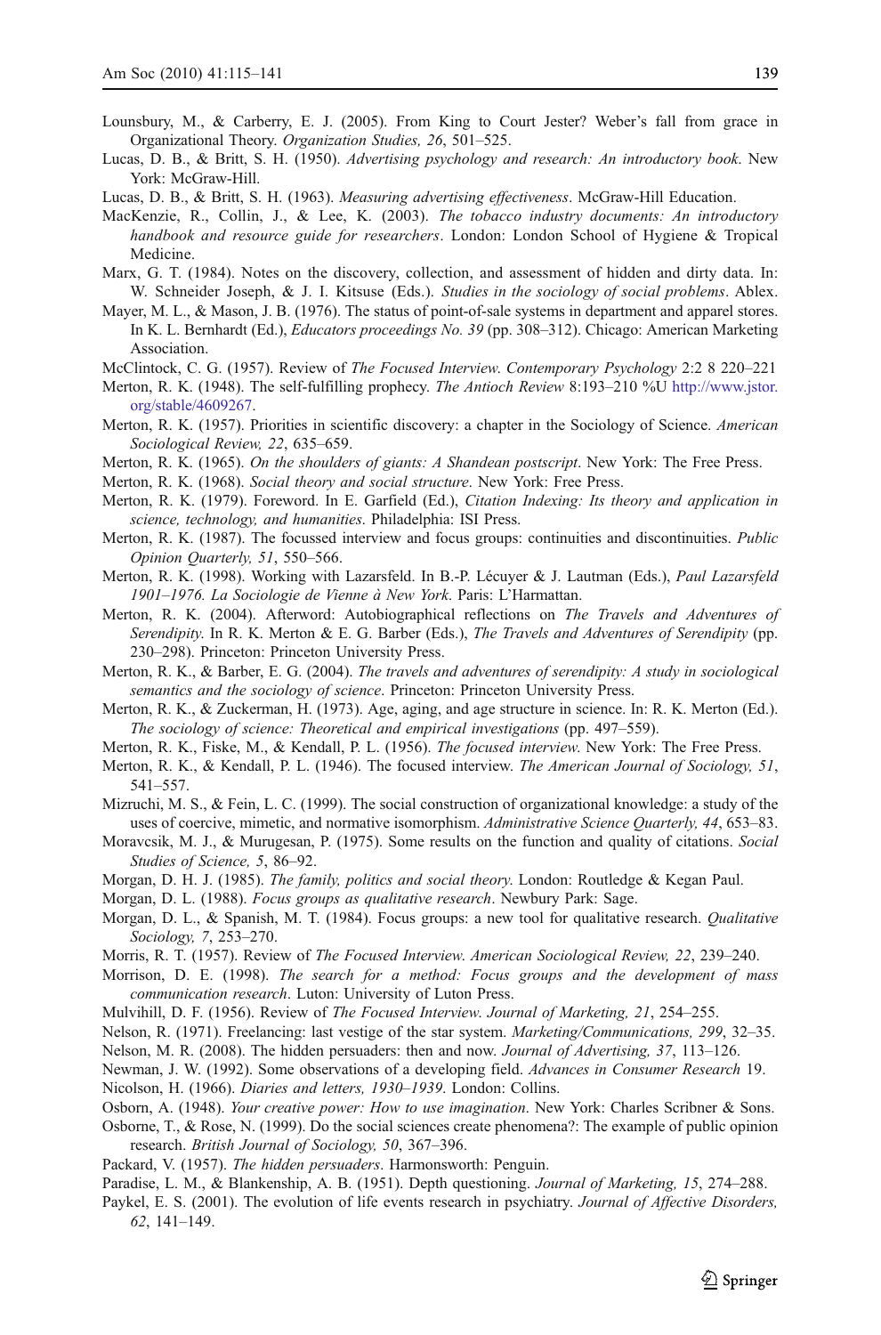Lounsbury, M., & Carberry, E. J. (2005). From King to Court Jester? Weber's fall from grace in Organizational Theory. *Organization Studies, 26*, 501–525.

Lucas, D. B., & Britt, S. H. (1950). *Advertising psychology and research: An introductory book*. New York: McGraw-Hill.

Lucas, D. B., & Britt, S. H. (1963). *Measuring advertising effectiveness*. McGraw-Hill Education.

MacKenzie, R., Collin, J., & Lee, K. (2003). *The tobacco industry documents: An introductory handbook and resource guide for researchers*. London: London School of Hygiene & Tropical Medicine.

Marx, G. T. (1984). Notes on the discovery, collection, and assessment of hidden and dirty data. In: W. Schneider Joseph, & J. I. Kitsuse (Eds.). *Studies in the sociology of social problems*. Ablex.

Mayer, M. L., & Mason, J. B. (1976). The status of point-of-sale systems in department and apparel stores. In K. L. Bernhardt (Ed.), *Educators proceedings No. 39* (pp. 308–312). Chicago: American Marketing Association.

McClintock, C. G. (1957). Review of *The Focused Interview*. *Contemporary Psychology* 2:2 8 220–221

Merton, R. K. (1948). The self-fulfilling prophecy. *The Antioch Review* 8:193–210 %U http://www.jstor.org/stable/4609267.

Merton, R. K. (1957). Priorities in scientific discovery: a chapter in the Sociology of Science. *American Sociological Review, 22*, 635–659.

Merton, R. K. (1965). *On the shoulders of giants: A Shandean postscript*. New York: The Free Press.

Merton, R. K. (1968). *Social theory and social structure*. New York: Free Press.

Merton, R. K. (1979). Foreword. In E. Garfield (Ed.), *Citation Indexing: Its theory and application in science, technology, and humanities*. Philadelphia: ISI Press.

Merton, R. K. (1987). The focussed interview and focus groups: continuities and discontinuities. *Public Opinion Quarterly, 51*, 550–566.

Merton, R. K. (1998). Working with Lazarsfeld. In B.-P. Lécuyer & J. Lautman (Eds.), *Paul Lazarsfeld 1901–1976. La Sociologie de Vienne à New York*. Paris: L'Harmattan.

Merton, R. K. (2004). Afterword: Autobiographical reflections on *The Travels and Adventures of Serendipity*. In R. K. Merton & E. G. Barber (Eds.), *The Travels and Adventures of Serendipity* (pp. 230–298). Princeton: Princeton University Press.

Merton, R. K., & Barber, E. G. (2004). *The travels and adventures of serendipity: A study in sociological semantics and the sociology of science*. Princeton: Princeton University Press.

Merton, R. K., & Zuckerman, H. (1973). Age, aging, and age structure in science. In: R. K. Merton (Ed.). *The sociology of science: Theoretical and empirical investigations* (pp. 497–559).

Merton, R. K., Fiske, M., & Kendall, P. L. (1956). *The focused interview*. New York: The Free Press.

Merton, R. K., & Kendall, P. L. (1946). The focused interview. *The American Journal of Sociology, 51*, 541–557.

Mizruchi, M. S., & Fein, L. C. (1999). The social construction of organizational knowledge: a study of the uses of coercive, mimetic, and normative isomorphism. *Administrative Science Quarterly, 44*, 653–83.

Moravcsik, M. J., & Murugesan, P. (1975). Some results on the function and quality of citations. *Social Studies of Science, 5*, 86–92.

Morgan, D. H. J. (1985). *The family, politics and social theory*. London: Routledge & Kegan Paul.

Morgan, D. L. (1988). *Focus groups as qualitative research*. Newbury Park: Sage.

Morgan, D. L., & Spanish, M. T. (1984). Focus groups: a new tool for qualitative research. *Qualitative Sociology, 7*, 253–270.

Morris, R. T. (1957). Review of *The Focused Interview*. *American Sociological Review, 22*, 239–240.

Morrison, D. E. (1998). *The search for a method: Focus groups and the development of mass communication research*. Luton: University of Luton Press.

Mulvihill, D. F. (1956). Review of *The Focused Interview*. *Journal of Marketing, 21*, 254–255.

Nelson, R. (1971). Freelancing: last vestige of the star system. *Marketing/Communications, 299*, 32–35.

Nelson, M. R. (2008). The hidden persuaders: then and now. *Journal of Advertising, 37*, 113–126.

Newman, J. W. (1992). Some observations of a developing field. *Advances in Consumer Research* 19.

Nicolson, H. (1966). *Diaries and letters, 1930–1939*. London: Collins.

Osborn, A. (1948). *Your creative power: How to use imagination*. New York: Charles Scribner & Sons.

Osborne, T., & Rose, N. (1999). Do the social sciences create phenomena?: The example of public opinion research. *British Journal of Sociology, 50*, 367–396.

Packard, V. (1957). *The hidden persuaders*. Harmonsworth: Penguin.

Paradise, L. M., & Blankenship, A. B. (1951). Depth questioning. *Journal of Marketing, 15*, 274–288.

Paykel, E. S. (2001). The evolution of life events research in psychiatry. *Journal of Affective Disorders, 62*, 141–149.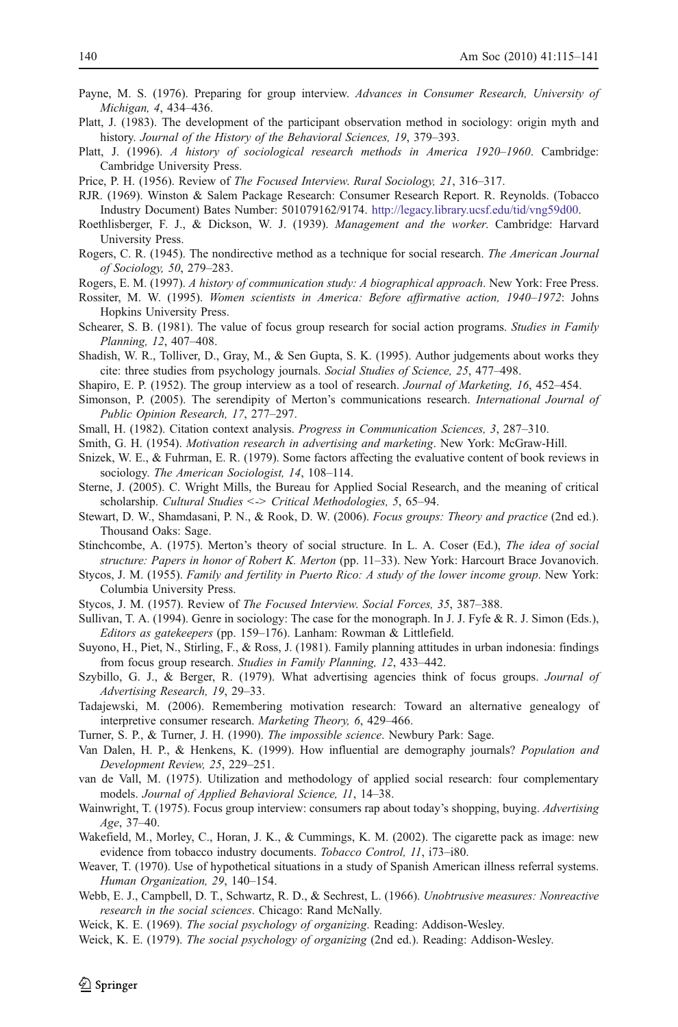Payne, M. S. (1976). Preparing for group interview. *Advances in Consumer Research, University of Michigan, 4*, 434–436.

Platt, J. (1983). The development of the participant observation method in sociology: origin myth and history. *Journal of the History of the Behavioral Sciences, 19*, 379–393.

Platt, J. (1996). *A history of sociological research methods in America 1920–1960*. Cambridge: Cambridge University Press.

Price, P. H. (1956). Review of *The Focused Interview. Rural Sociology, 21*, 316–317.

RJR. (1969). Winston & Salem Package Research: Consumer Research Report. R. Reynolds. (Tobacco Industry Document) Bates Number: 501079162/9174. http://legacy.library.ucsf.edu/tid/vng59d00.

Roethlisberger, F. J., & Dickson, W. J. (1939). *Management and the worker*. Cambridge: Harvard University Press.

Rogers, C. R. (1945). The nondirective method as a technique for social research. *The American Journal of Sociology, 50*, 279–283.

Rogers, E. M. (1997). *A history of communication study: A biographical approach*. New York: Free Press.

Rossiter, M. W. (1995). *Women scientists in America: Before affirmative action, 1940–1972*: Johns Hopkins University Press.

Schearer, S. B. (1981). The value of focus group research for social action programs. *Studies in Family Planning, 12*, 407–408.

Shadish, W. R., Tolliver, D., Gray, M., & Sen Gupta, S. K. (1995). Author judgements about works they cite: three studies from psychology journals. *Social Studies of Science, 25*, 477–498.

Shapiro, E. P. (1952). The group interview as a tool of research. *Journal of Marketing, 16*, 452–454.

Simonson, P. (2005). The serendipity of Merton's communications research. *International Journal of Public Opinion Research, 17*, 277–297.

Small, H. (1982). Citation context analysis. *Progress in Communication Sciences, 3*, 287–310.

Smith, G. H. (1954). *Motivation research in advertising and marketing*. New York: McGraw-Hill.

Snizek, W. E., & Fuhrman, E. R. (1979). Some factors affecting the evaluative content of book reviews in sociology. *The American Sociologist, 14*, 108–114.

Sterne, J. (2005). C. Wright Mills, the Bureau for Applied Social Research, and the meaning of critical scholarship. *Cultural Studies <-> Critical Methodologies, 5*, 65–94.

Stewart, D. W., Shamdasani, P. N., & Rook, D. W. (2006). *Focus groups: Theory and practice* (2nd ed.). Thousand Oaks: Sage.

Stinchcombe, A. (1975). Merton's theory of social structure. In L. A. Coser (Ed.), *The idea of social structure: Papers in honor of Robert K. Merton* (pp. 11–33). New York: Harcourt Brace Jovanovich.

Stycos, J. M. (1955). *Family and fertility in Puerto Rico: A study of the lower income group*. New York: Columbia University Press.

Stycos, J. M. (1957). Review of *The Focused Interview. Social Forces, 35*, 387–388.

Sullivan, T. A. (1994). Genre in sociology: The case for the monograph. In J. J. Fyfe & R. J. Simon (Eds.), *Editors as gatekeepers* (pp. 159–176). Lanham: Rowman & Littlefield.

Suyono, H., Piet, N., Stirling, F., & Ross, J. (1981). Family planning attitudes in urban indonesia: findings from focus group research. *Studies in Family Planning, 12*, 433–442.

Szybillo, G. J., & Berger, R. (1979). What advertising agencies think of focus groups. *Journal of Advertising Research, 19*, 29–33.

Tadajewski, M. (2006). Remembering motivation research: Toward an alternative genealogy of interpretive consumer research. *Marketing Theory, 6*, 429–466.

Turner, S. P., & Turner, J. H. (1990). *The impossible science*. Newbury Park: Sage.

Van Dalen, H. P., & Henkens, K. (1999). How influential are demography journals? *Population and Development Review, 25*, 229–251.

van de Vall, M. (1975). Utilization and methodology of applied social research: four complementary models. *Journal of Applied Behavioral Science, 11*, 14–38.

Wainwright, T. (1975). Focus group interview: consumers rap about today's shopping, buying. *Advertising Age*, 37–40.

Wakefield, M., Morley, C., Horan, J. K., & Cummings, K. M. (2002). The cigarette pack as image: new evidence from tobacco industry documents. *Tobacco Control, 11*, i73–i80.

Weaver, T. (1970). Use of hypothetical situations in a study of Spanish American illness referral systems. *Human Organization, 29*, 140–154.

Webb, E. J., Campbell, D. T., Schwartz, R. D., & Sechrest, L. (1966). *Unobtrusive measures: Nonreactive research in the social sciences*. Chicago: Rand McNally.

Weick, K. E. (1969). *The social psychology of organizing*. Reading: Addison-Wesley.

Weick, K. E. (1979). *The social psychology of organizing* (2nd ed.). Reading: Addison-Wesley.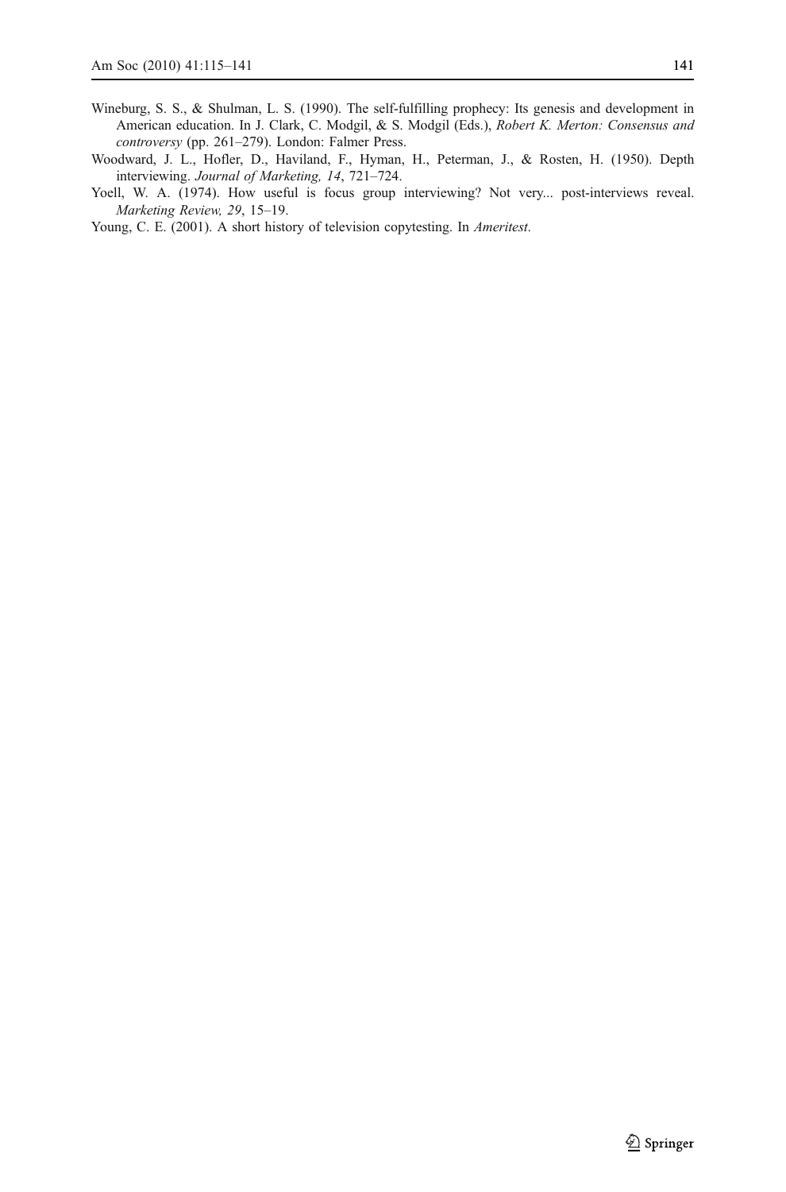Wineburg, S. S., & Shulman, L. S. (1990). The self-fulfilling prophecy: Its genesis and development in American education. In J. Clark, C. Modgil, & S. Modgil (Eds.), *Robert K. Merton: Consensus and controversy* (pp. 261–279). London: Falmer Press.

Woodward, J. L., Hofler, D., Haviland, F., Hyman, H., Peterman, J., & Rosten, H. (1950). Depth interviewing. *Journal of Marketing, 14*, 721–724.

Yoell, W. A. (1974). How useful is focus group interviewing? Not very... post-interviews reveal. *Marketing Review, 29*, 15–19.

Young, C. E. (2001). A short history of television copytesting. In *Ameritest*.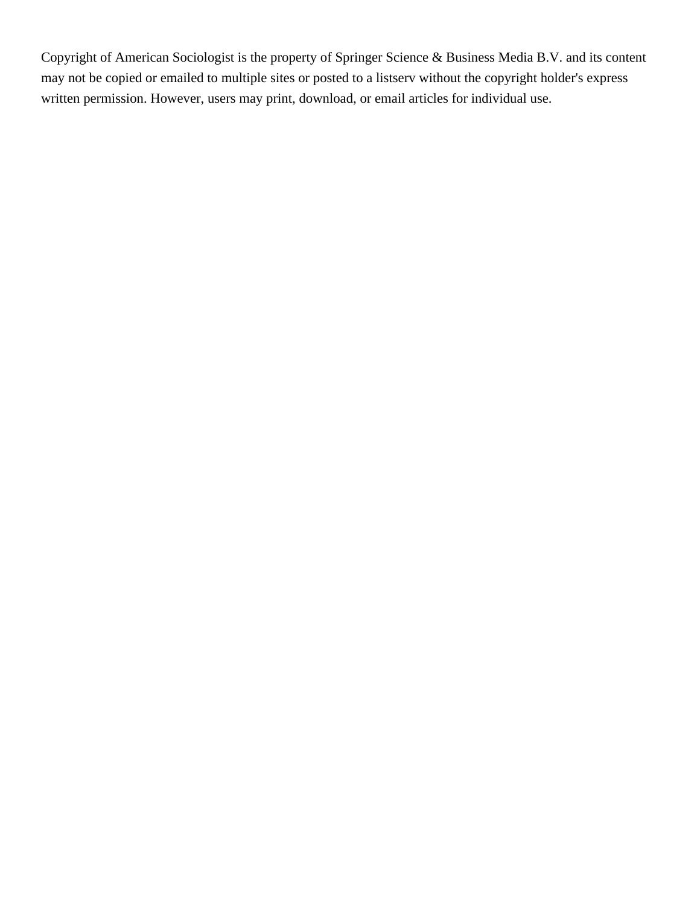Copyright of American Sociologist is the property of Springer Science & Business Media B.V. and its content may not be copied or emailed to multiple sites or posted to a listserv without the copyright holder's express written permission. However, users may print, download, or email articles for individual use.